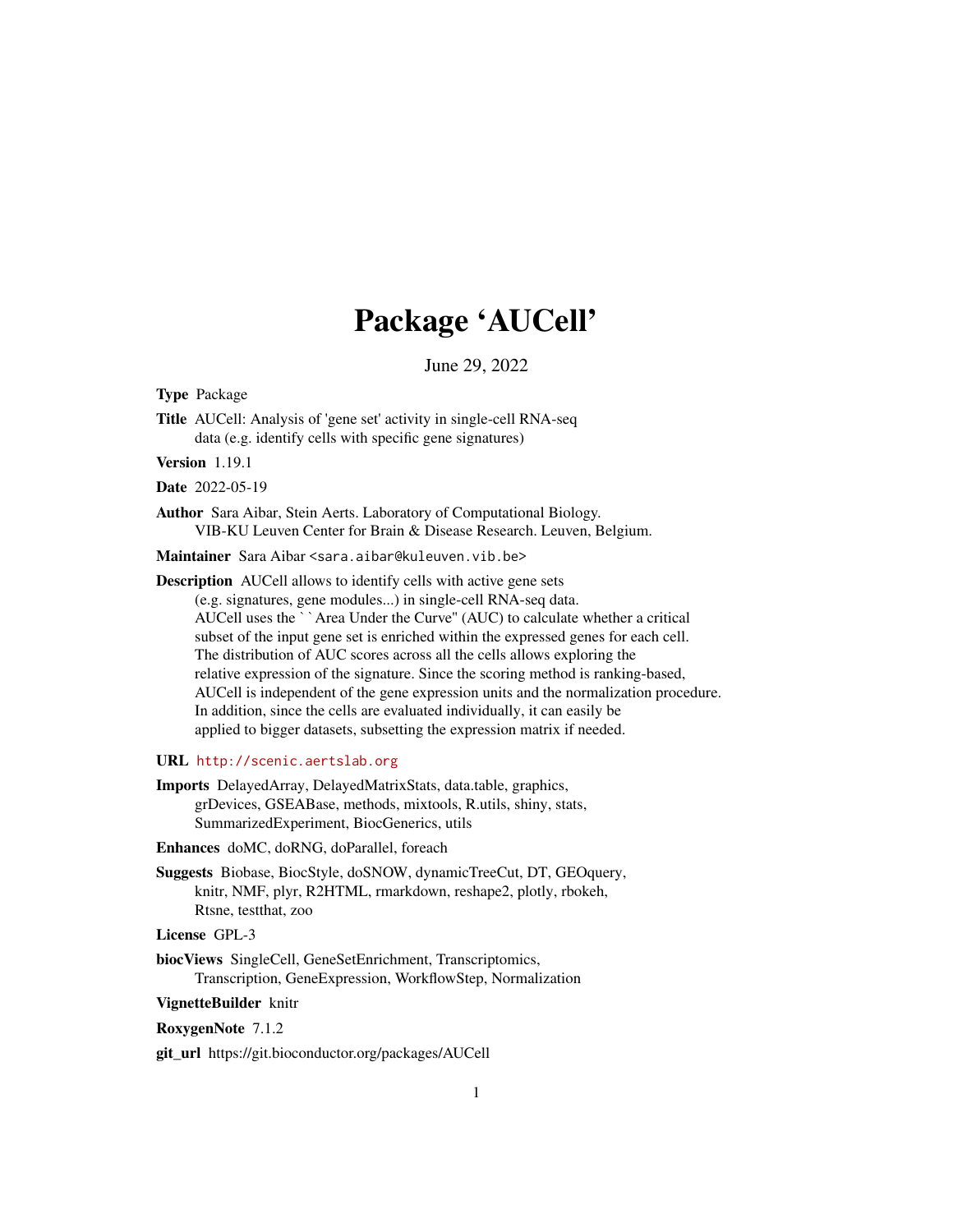# Package 'AUCell'

June 29, 2022

**Type** Package

**Title** AUCell: Analysis of 'gene set' activity in single-cell RNA-seq data (e.g. identify cells with specific gene signatures)

**Version** 1.19.1

**Date** 2022-05-19

**Author** Sara Aibar, Stein Aerts. Laboratory of Computational Biology. VIB-KU Leuven Center for Brain & Disease Research. Leuven, Belgium.

**Maintainer** Sara Aibar <sara.aibar@kuleuven.vib.be>

**Description** AUCell allows to identify cells with active gene sets (e.g. signatures, gene modules...) in single-cell RNA-seq data. AUCell uses the ``Area Under the Curve'' (AUC) to calculate whether a critical subset of the input gene set is enriched within the expressed genes for each cell. The distribution of AUC scores across all the cells allows exploring the relative expression of the signature. Since the scoring method is ranking-based, AUCell is independent of the gene expression units and the normalization procedure. In addition, since the cells are evaluated individually, it can easily be applied to bigger datasets, subsetting the expression matrix if needed.

**URL** http://scenic.aertslab.org

**Imports** DelayedArray, DelayedMatrixStats, data.table, graphics, grDevices, GSEABase, methods, mixtools, R.utils, shiny, stats, SummarizedExperiment, BiocGenerics, utils

**Enhances** doMC, doRNG, doParallel, foreach

**Suggests** Biobase, BiocStyle, doSNOW, dynamicTreeCut, DT, GEOquery, knitr, NMF, plyr, R2HTML, rmarkdown, reshape2, plotly, rbokeh, Rtsne, testthat, zoo

**License** GPL-3

**biocViews** SingleCell, GeneSetEnrichment, Transcriptomics, Transcription, GeneExpression, WorkflowStep, Normalization

**VignetteBuilder** knitr

**RoxygenNote** 7.1.2

**git_url** https://git.bioconductor.org/packages/AUCell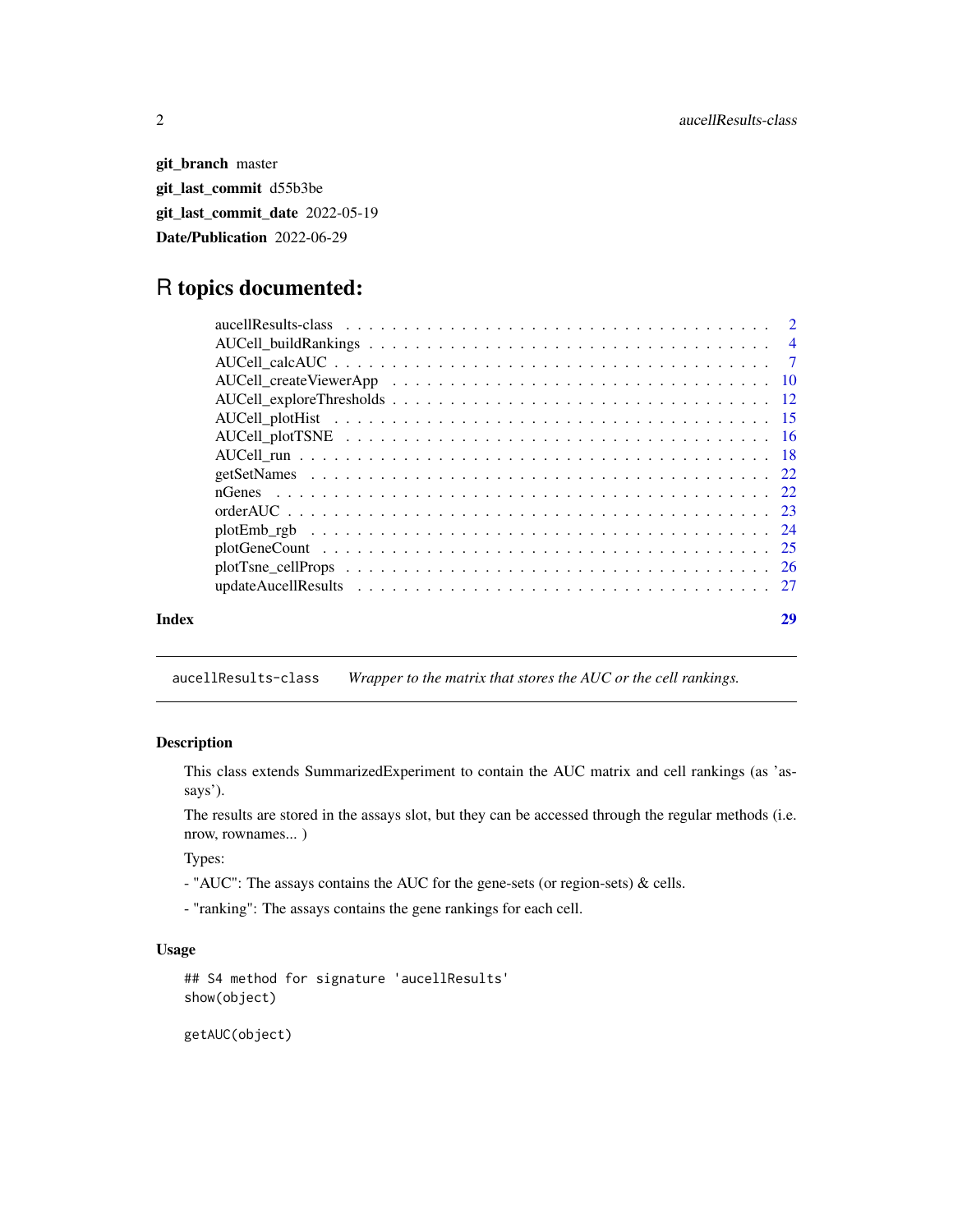**git_branch** master

**git_last_commit** d55b3be

**git_last_commit_date** 2022-05-19

**Date/Publication** 2022-06-29

# R topics documented:

| | |
|---|---|
| aucellResults-class | 2 |
| AUCell_buildRankings | 4 |
| AUCell_calcAUC | 7 |
| AUCell_createViewerApp | 10 |
| AUCell_exploreThresholds | 12 |
| AUCell_plotHist | 15 |
| AUCell_plotTSNE | 16 |
| AUCell_run | 18 |
| getSetNames | 22 |
| nGenes | 22 |
| orderAUC | 23 |
| plotEmb_rgb | 24 |
| plotGeneCount | 25 |
| plotTsne_cellProps | 26 |
| updateAucellResults | 27 |

**Index** **29**

---

`aucellResults-class` *Wrapper to the matrix that stores the AUC or the cell rankings.*

---

## Description

This class extends SummarizedExperiment to contain the AUC matrix and cell rankings (as 'assays').

The results are stored in the assays slot, but they can be accessed through the regular methods (i.e. nrow, rownames... )

Types:

- "AUC": The assays contains the AUC for the gene-sets (or region-sets) & cells.

- "ranking": The assays contains the gene rankings for each cell.

## Usage

```
## S4 method for signature 'aucellResults'
show(object)

getAUC(object)
```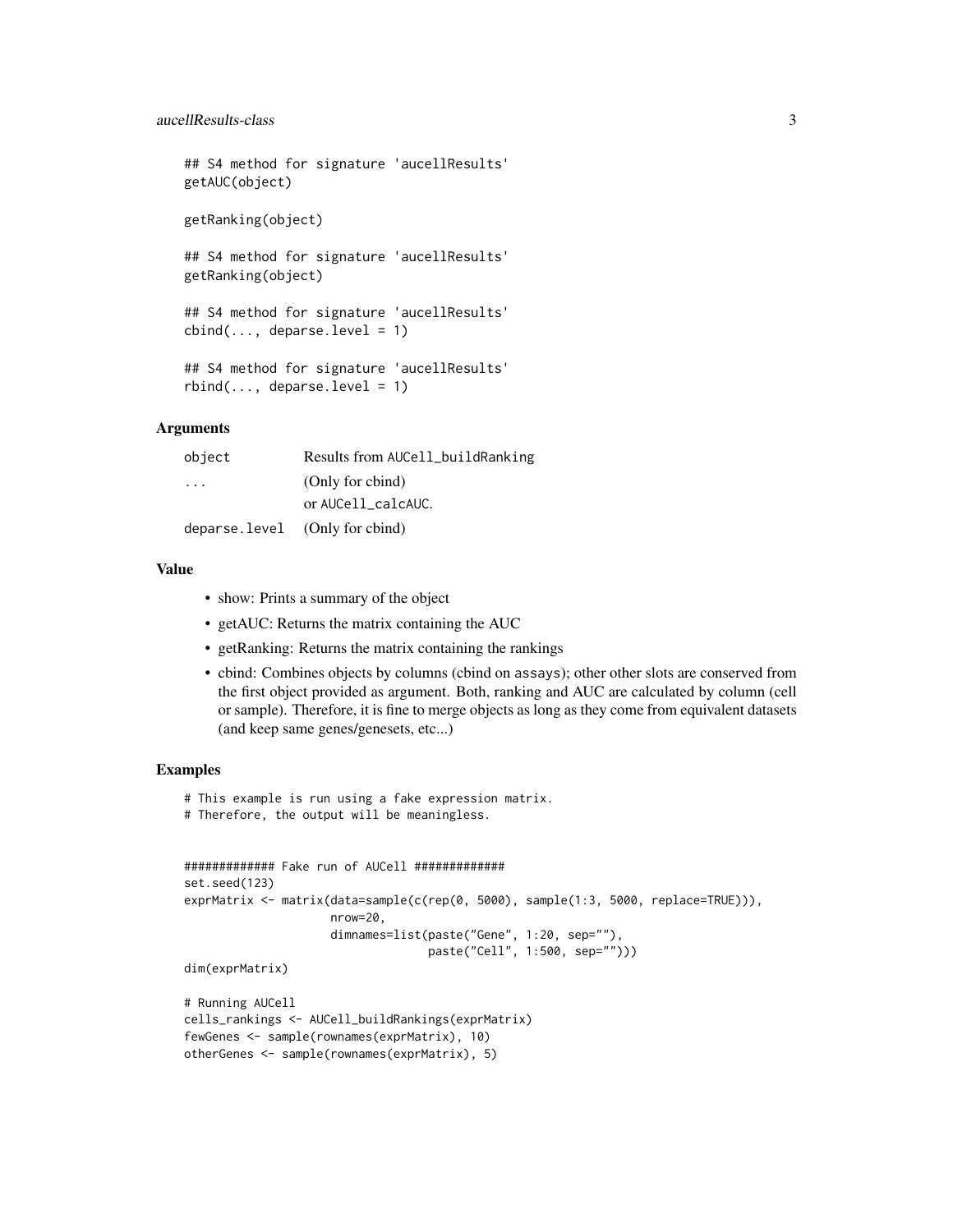```
## S4 method for signature 'aucellResults'
getAUC(object)

getRanking(object)

## S4 method for signature 'aucellResults'
getRanking(object)

## S4 method for signature 'aucellResults'
cbind(..., deparse.level = 1)

## S4 method for signature 'aucellResults'
rbind(..., deparse.level = 1)
```

## Arguments

| | |
|---|---|
| object | Results from AUCell_buildRanking |
| ... | (Only for cbind) |
| | or AUCell_calcAUC. |
| deparse.level | (Only for cbind) |

## Value

- show: Prints a summary of the object
- getAUC: Returns the matrix containing the AUC
- getRanking: Returns the matrix containing the rankings
- cbind: Combines objects by columns (cbind on assays); other other slots are conserved from the first object provided as argument. Both, ranking and AUC are calculated by column (cell or sample). Therefore, it is fine to merge objects as long as they come from equivalent datasets (and keep same genes/genesets, etc...)

## Examples

```
# This example is run using a fake expression matrix.
# Therefore, the output will be meaningless.


############# Fake run of AUCell #############
set.seed(123)
exprMatrix <- matrix(data=sample(c(rep(0, 5000), sample(1:3, 5000, replace=TRUE))),
                     nrow=20,
                     dimnames=list(paste("Gene", 1:20, sep=""),
                                   paste("Cell", 1:500, sep="")))
dim(exprMatrix)

# Running AUCell
cells_rankings <- AUCell_buildRankings(exprMatrix)
fewGenes <- sample(rownames(exprMatrix), 10)
otherGenes <- sample(rownames(exprMatrix), 5)
```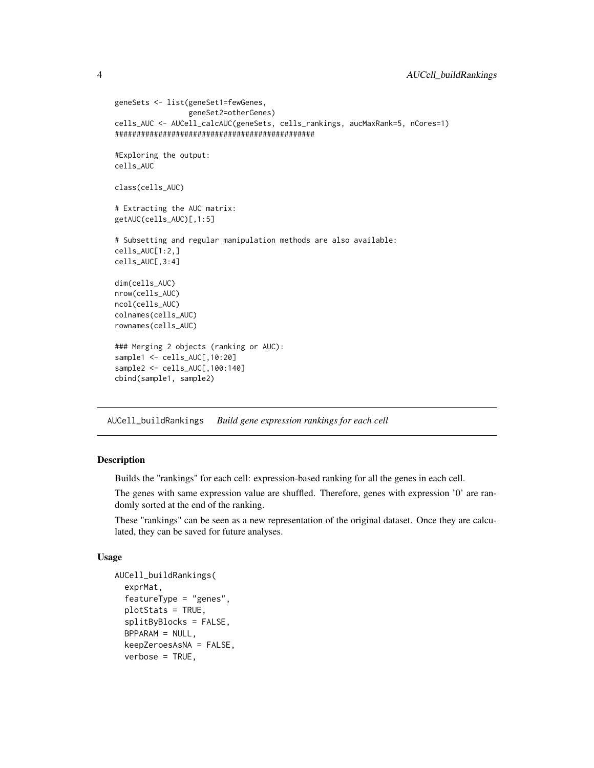```
geneSets <- list(geneSet1=fewGenes,
                 geneSet2=otherGenes)
cells_AUC <- AUCell_calcAUC(geneSets, cells_rankings, aucMaxRank=5, nCores=1)
##############################################

#Exploring the output:
cells_AUC

class(cells_AUC)

# Extracting the AUC matrix:
getAUC(cells_AUC)[,1:5]

# Subsetting and regular manipulation methods are also available:
cells_AUC[1:2,]
cells_AUC[,3:4]

dim(cells_AUC)
nrow(cells_AUC)
ncol(cells_AUC)
colnames(cells_AUC)
rownames(cells_AUC)

### Merging 2 objects (ranking or AUC):
sample1 <- cells_AUC[,10:20]
sample2 <- cells_AUC[,100:140]
cbind(sample1, sample2)
```

---

## AUCell_buildRankings *Build gene expression rankings for each cell*

---

### Description

Builds the "rankings" for each cell: expression-based ranking for all the genes in each cell.

The genes with same expression value are shuffled. Therefore, genes with expression '0' are randomly sorted at the end of the ranking.

These "rankings" can be seen as a new representation of the original dataset. Once they are calculated, they can be saved for future analyses.

### Usage

```
AUCell_buildRankings(
  exprMat,
  featureType = "genes",
  plotStats = TRUE,
  splitByBlocks = FALSE,
  BPPARAM = NULL,
  keepZeroesAsNA = FALSE,
  verbose = TRUE,
```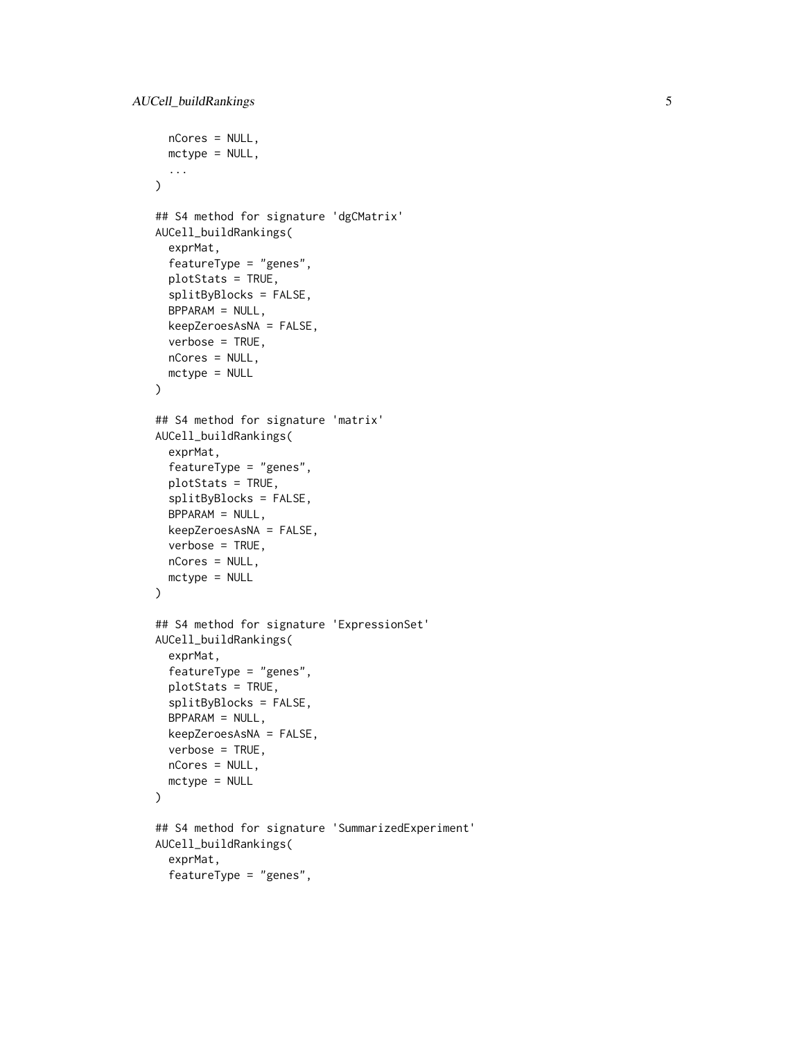```
  nCores = NULL,
  mctype = NULL,
  ...
)

## S4 method for signature 'dgCMatrix'
AUCell_buildRankings(
  exprMat,
  featureType = "genes",
  plotStats = TRUE,
  splitByBlocks = FALSE,
  BPPARAM = NULL,
  keepZeroesAsNA = FALSE,
  verbose = TRUE,
  nCores = NULL,
  mctype = NULL
)

## S4 method for signature 'matrix'
AUCell_buildRankings(
  exprMat,
  featureType = "genes",
  plotStats = TRUE,
  splitByBlocks = FALSE,
  BPPARAM = NULL,
  keepZeroesAsNA = FALSE,
  verbose = TRUE,
  nCores = NULL,
  mctype = NULL
)

## S4 method for signature 'ExpressionSet'
AUCell_buildRankings(
  exprMat,
  featureType = "genes",
  plotStats = TRUE,
  splitByBlocks = FALSE,
  BPPARAM = NULL,
  keepZeroesAsNA = FALSE,
  verbose = TRUE,
  nCores = NULL,
  mctype = NULL
)

## S4 method for signature 'SummarizedExperiment'
AUCell_buildRankings(
  exprMat,
  featureType = "genes",
```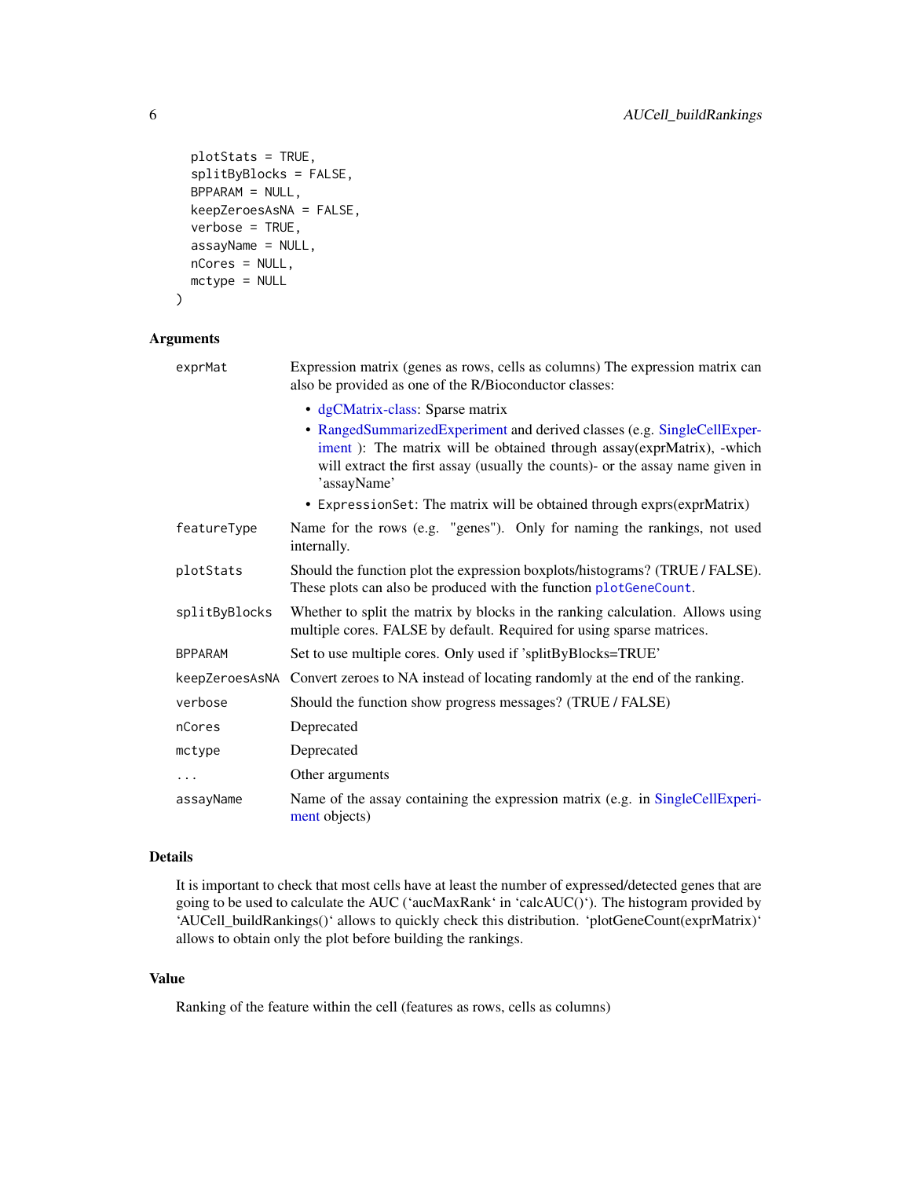```
  plotStats = TRUE,
  splitByBlocks = FALSE,
  BPPARAM = NULL,
  keepZeroesAsNA = FALSE,
  verbose = TRUE,
  assayName = NULL,
  nCores = NULL,
  mctype = NULL
)
```

## Arguments

| | |
|---|---|
| exprMat | Expression matrix (genes as rows, cells as columns) The expression matrix can also be provided as one of the R/Bioconductor classes:<br>• dgCMatrix-class: Sparse matrix<br>• RangedSummarizedExperiment and derived classes (e.g. SingleCellExperiment ): The matrix will be obtained through assay(exprMatrix), -which will extract the first assay (usually the counts)- or the assay name given in 'assayName'<br>• ExpressionSet: The matrix will be obtained through exprs(exprMatrix) |
| featureType | Name for the rows (e.g. "genes"). Only for naming the rankings, not used internally. |
| plotStats | Should the function plot the expression boxplots/histograms? (TRUE / FALSE). These plots can also be produced with the function plotGeneCount. |
| splitByBlocks | Whether to split the matrix by blocks in the ranking calculation. Allows using multiple cores. FALSE by default. Required for using sparse matrices. |
| BPPARAM | Set to use multiple cores. Only used if 'splitByBlocks=TRUE' |
| keepZeroesAsNA | Convert zeroes to NA instead of locating randomly at the end of the ranking. |
| verbose | Should the function show progress messages? (TRUE / FALSE) |
| nCores | Deprecated |
| mctype | Deprecated |
| ... | Other arguments |
| assayName | Name of the assay containing the expression matrix (e.g. in SingleCellExperiment objects) |

## Details

It is important to check that most cells have at least the number of expressed/detected genes that are going to be used to calculate the AUC ('aucMaxRank' in 'calcAUC()'). The histogram provided by 'AUCell_buildRankings()' allows to quickly check this distribution. 'plotGeneCount(exprMatrix)' allows to obtain only the plot before building the rankings.

## Value

Ranking of the feature within the cell (features as rows, cells as columns)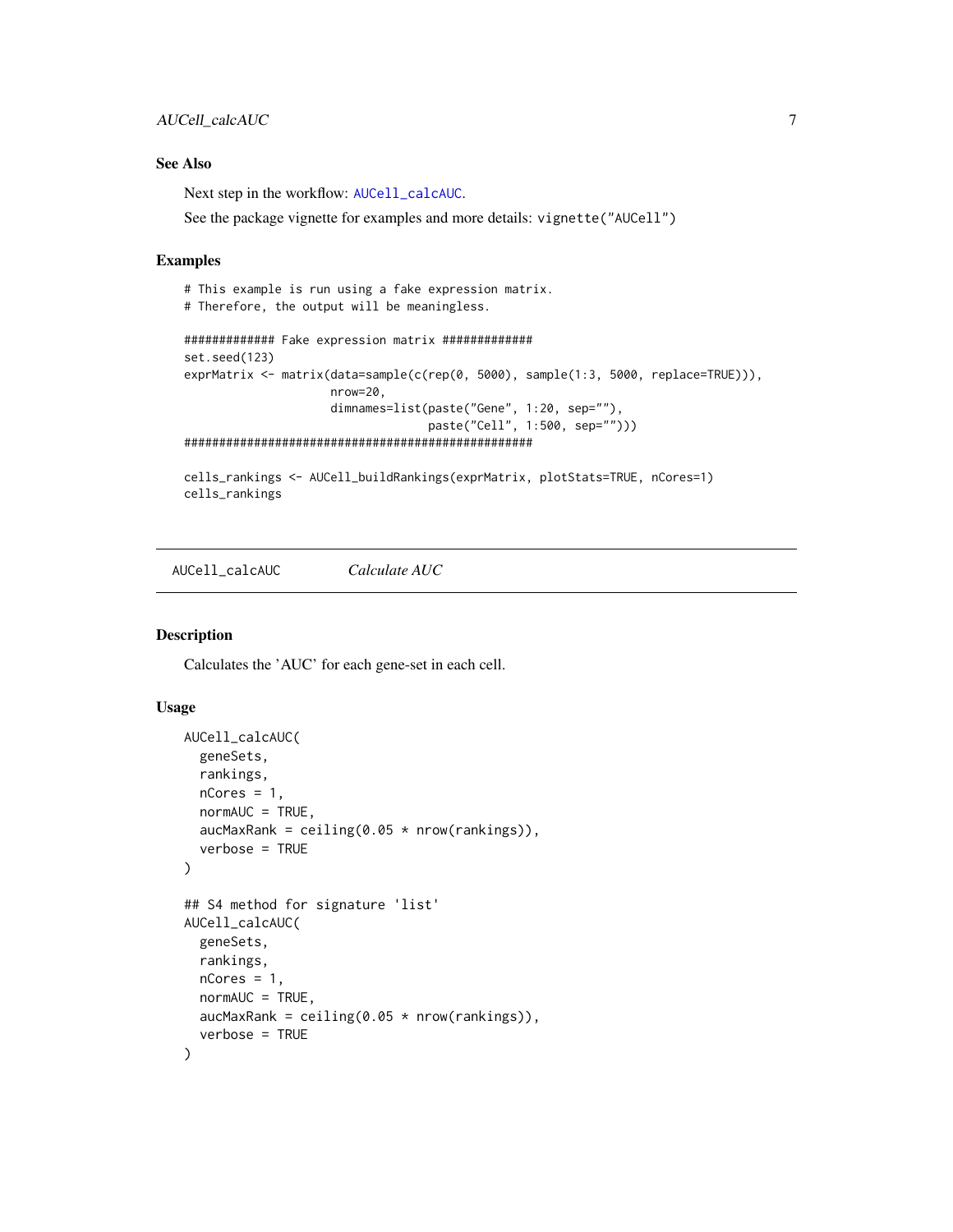### See Also

Next step in the workflow: `AUCell_calcAUC`.

See the package vignette for examples and more details: `vignette("AUCell")`

### Examples

```
# This example is run using a fake expression matrix.
# Therefore, the output will be meaningless.

############# Fake expression matrix #############
set.seed(123)
exprMatrix <- matrix(data=sample(c(rep(0, 5000), sample(1:3, 5000, replace=TRUE))),
                     nrow=20,
                     dimnames=list(paste("Gene", 1:20, sep=""),
                                   paste("Cell", 1:500, sep="")))
##################################################

cells_rankings <- AUCell_buildRankings(exprMatrix, plotStats=TRUE, nCores=1)
cells_rankings
```

---

## AUCell_calcAUC &nbsp;&nbsp;&nbsp; *Calculate AUC*

### Description

Calculates the 'AUC' for each gene-set in each cell.

### Usage

```
AUCell_calcAUC(
  geneSets,
  rankings,
  nCores = 1,
  normAUC = TRUE,
  aucMaxRank = ceiling(0.05 * nrow(rankings)),
  verbose = TRUE
)

## S4 method for signature 'list'
AUCell_calcAUC(
  geneSets,
  rankings,
  nCores = 1,
  normAUC = TRUE,
  aucMaxRank = ceiling(0.05 * nrow(rankings)),
  verbose = TRUE
)
```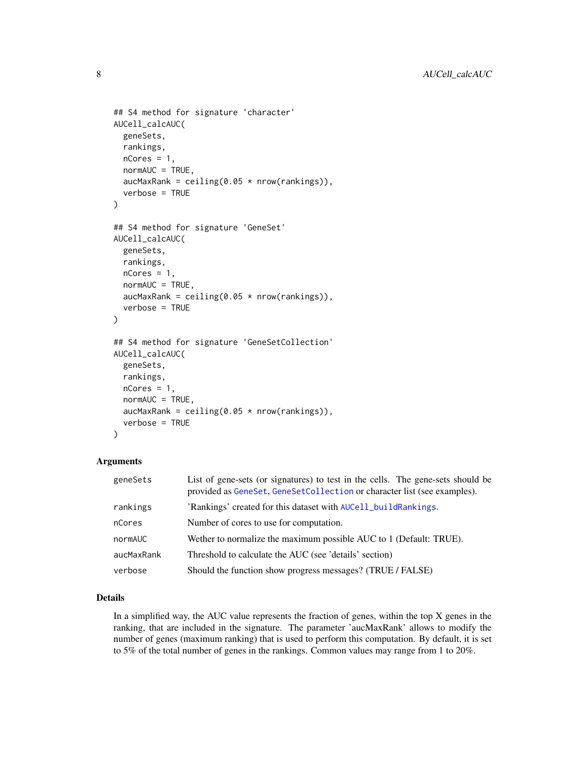```
## S4 method for signature 'character'
AUCell_calcAUC(
  geneSets,
  rankings,
  nCores = 1,
  normAUC = TRUE,
  aucMaxRank = ceiling(0.05 * nrow(rankings)),
  verbose = TRUE
)

## S4 method for signature 'GeneSet'
AUCell_calcAUC(
  geneSets,
  rankings,
  nCores = 1,
  normAUC = TRUE,
  aucMaxRank = ceiling(0.05 * nrow(rankings)),
  verbose = TRUE
)

## S4 method for signature 'GeneSetCollection'
AUCell_calcAUC(
  geneSets,
  rankings,
  nCores = 1,
  normAUC = TRUE,
  aucMaxRank = ceiling(0.05 * nrow(rankings)),
  verbose = TRUE
)
```

### Arguments

| | |
|---|---|
| `geneSets` | List of gene-sets (or signatures) to test in the cells. The gene-sets should be provided as `GeneSet`, `GeneSetCollection` or character list (see examples). |
| `rankings` | 'Rankings' created for this dataset with `AUCell_buildRankings`. |
| `nCores` | Number of cores to use for computation. |
| `normAUC` | Wether to normalize the maximum possible AUC to 1 (Default: TRUE). |
| `aucMaxRank` | Threshold to calculate the AUC (see 'details' section) |
| `verbose` | Should the function show progress messages? (TRUE / FALSE) |

### Details

In a simplified way, the AUC value represents the fraction of genes, within the top X genes in the ranking, that are included in the signature. The parameter 'aucMaxRank' allows to modify the number of genes (maximum ranking) that is used to perform this computation. By default, it is set to 5% of the total number of genes in the rankings. Common values may range from 1 to 20%.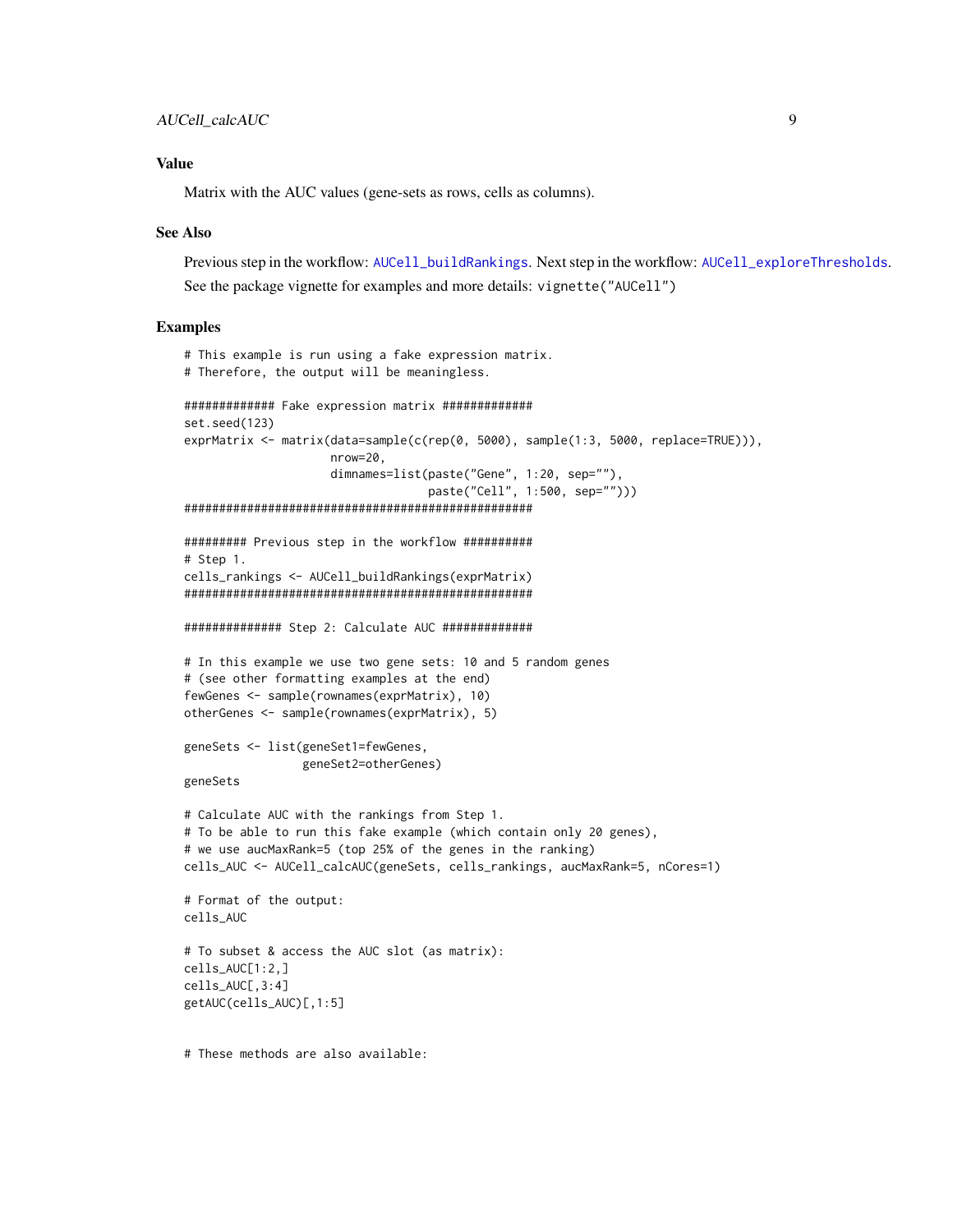### Value

Matrix with the AUC values (gene-sets as rows, cells as columns).

### See Also

Previous step in the workflow: AUCell_buildRankings. Next step in the workflow: AUCell_exploreThresholds.

See the package vignette for examples and more details: vignette("AUCell")

### Examples

```
# This example is run using a fake expression matrix.
# Therefore, the output will be meaningless.

############# Fake expression matrix #############
set.seed(123)
exprMatrix <- matrix(data=sample(c(rep(0, 5000), sample(1:3, 5000, replace=TRUE))),
                     nrow=20,
                     dimnames=list(paste("Gene", 1:20, sep=""),
                                   paste("Cell", 1:500, sep="")))
##################################################

######### Previous step in the workflow ##########
# Step 1.
cells_rankings <- AUCell_buildRankings(exprMatrix)
##################################################

############## Step 2: Calculate AUC #############

# In this example we use two gene sets: 10 and 5 random genes
# (see other formatting examples at the end)
fewGenes <- sample(rownames(exprMatrix), 10)
otherGenes <- sample(rownames(exprMatrix), 5)

geneSets <- list(geneSet1=fewGenes,
                 geneSet2=otherGenes)
geneSets

# Calculate AUC with the rankings from Step 1.
# To be able to run this fake example (which contain only 20 genes),
# we use aucMaxRank=5 (top 25% of the genes in the ranking)
cells_AUC <- AUCell_calcAUC(geneSets, cells_rankings, aucMaxRank=5, nCores=1)

# Format of the output:
cells_AUC

# To subset & access the AUC slot (as matrix):
cells_AUC[1:2,]
cells_AUC[,3:4]
getAUC(cells_AUC)[,1:5]


# These methods are also available:
```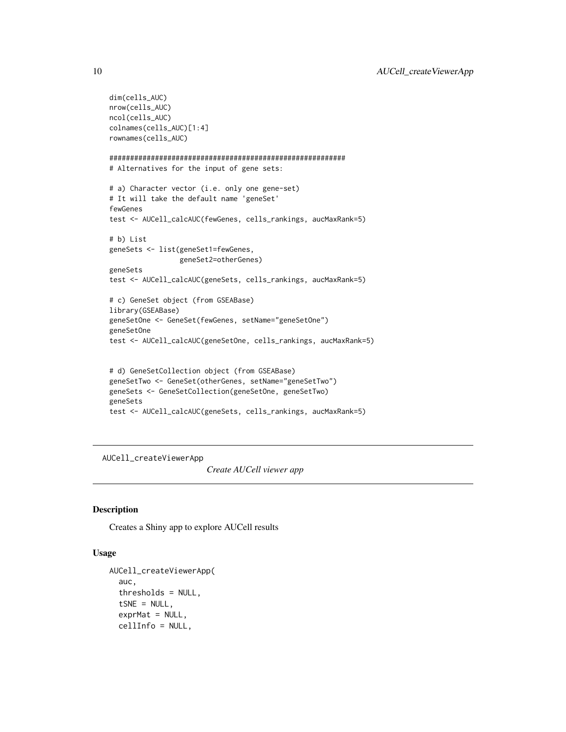```
dim(cells_AUC)
nrow(cells_AUC)
ncol(cells_AUC)
colnames(cells_AUC)[1:4]
rownames(cells_AUC)

#######################################################
# Alternatives for the input of gene sets:

# a) Character vector (i.e. only one gene-set)
# It will take the default name 'geneSet'
fewGenes
test <- AUCell_calcAUC(fewGenes, cells_rankings, aucMaxRank=5)

# b) List
geneSets <- list(geneSet1=fewGenes,
                geneSet2=otherGenes)
geneSets
test <- AUCell_calcAUC(geneSets, cells_rankings, aucMaxRank=5)

# c) GeneSet object (from GSEABase)
library(GSEABase)
geneSetOne <- GeneSet(fewGenes, setName="geneSetOne")
geneSetOne
test <- AUCell_calcAUC(geneSetOne, cells_rankings, aucMaxRank=5)


# d) GeneSetCollection object (from GSEABase)
geneSetTwo <- GeneSet(otherGenes, setName="geneSetTwo")
geneSets <- GeneSetCollection(geneSetOne, geneSetTwo)
geneSets
test <- AUCell_calcAUC(geneSets, cells_rankings, aucMaxRank=5)
```

---

## AUCell_createViewerApp — *Create AUCell viewer app*

---

### Description

Creates a Shiny app to explore AUCell results

### Usage

```
AUCell_createViewerApp(
  auc,
  thresholds = NULL,
  tSNE = NULL,
  exprMat = NULL,
  cellInfo = NULL,
```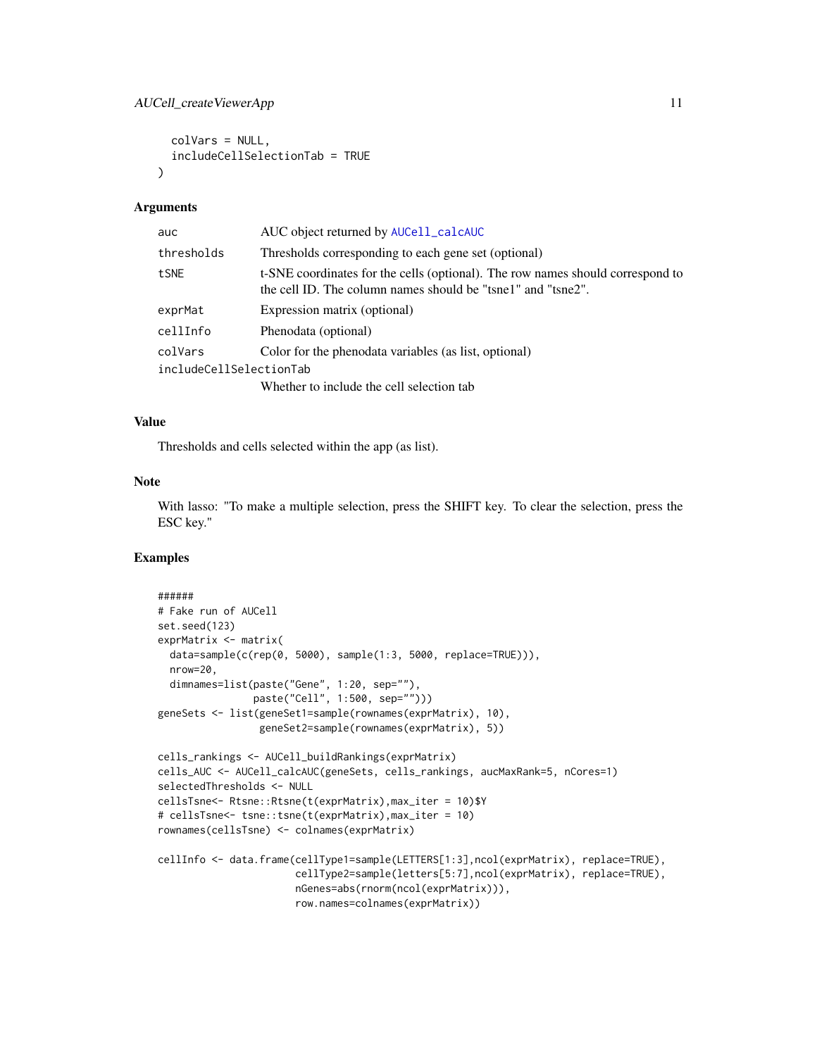```
  colVars = NULL,
  includeCellSelectionTab = TRUE
)
```

## Arguments

| | |
|---|---|
| auc | AUC object returned by AUCell_calcAUC |
| thresholds | Thresholds corresponding to each gene set (optional) |
| tSNE | t-SNE coordinates for the cells (optional). The row names should correspond to the cell ID. The column names should be "tsne1" and "tsne2". |
| exprMat | Expression matrix (optional) |
| cellInfo | Phenodata (optional) |
| colVars | Color for the phenodata variables (as list, optional) |
| includeCellSelectionTab | Whether to include the cell selection tab |

## Value

Thresholds and cells selected within the app (as list).

## Note

With lasso: "To make a multiple selection, press the SHIFT key. To clear the selection, press the ESC key."

## Examples

```
######
# Fake run of AUCell
set.seed(123)
exprMatrix <- matrix(
  data=sample(c(rep(0, 5000), sample(1:3, 5000, replace=TRUE))),
  nrow=20,
  dimnames=list(paste("Gene", 1:20, sep=""),
                paste("Cell", 1:500, sep="")))
geneSets <- list(geneSet1=sample(rownames(exprMatrix), 10),
                 geneSet2=sample(rownames(exprMatrix), 5))

cells_rankings <- AUCell_buildRankings(exprMatrix)
cells_AUC <- AUCell_calcAUC(geneSets, cells_rankings, aucMaxRank=5, nCores=1)
selectedThresholds <- NULL
cellsTsne<- Rtsne::Rtsne(t(exprMatrix),max_iter = 10)$Y
# cellsTsne<- tsne::tsne(t(exprMatrix),max_iter = 10)
rownames(cellsTsne) <- colnames(exprMatrix)

cellInfo <- data.frame(cellType1=sample(LETTERS[1:3],ncol(exprMatrix), replace=TRUE),
                       cellType2=sample(letters[5:7],ncol(exprMatrix), replace=TRUE),
                       nGenes=abs(rnorm(ncol(exprMatrix))),
                       row.names=colnames(exprMatrix))
```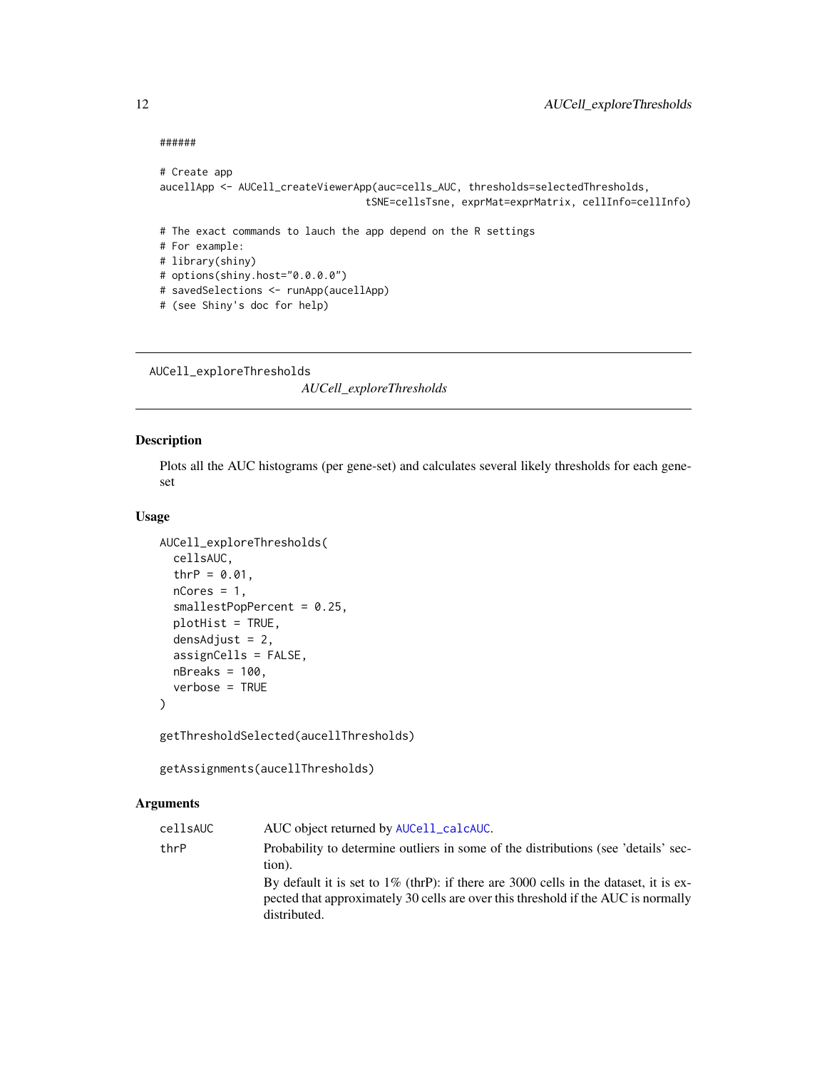```
######

# Create app
aucellApp <- AUCell_createViewerApp(auc=cells_AUC, thresholds=selectedThresholds,
                                    tSNE=cellsTsne, exprMat=exprMatrix, cellInfo=cellInfo)

# The exact commands to lauch the app depend on the R settings
# For example:
# library(shiny)
# options(shiny.host="0.0.0.0")
# savedSelections <- runApp(aucellApp)
# (see Shiny's doc for help)
```

---

AUCell_exploreThresholds &nbsp;&nbsp;&nbsp;&nbsp; *AUCell_exploreThresholds*

---

## Description

Plots all the AUC histograms (per gene-set) and calculates several likely thresholds for each gene-set

## Usage

```
AUCell_exploreThresholds(
  cellsAUC,
  thrP = 0.01,
  nCores = 1,
  smallestPopPercent = 0.25,
  plotHist = TRUE,
  densAdjust = 2,
  assignCells = FALSE,
  nBreaks = 100,
  verbose = TRUE
)

getThresholdSelected(aucellThresholds)

getAssignments(aucellThresholds)
```

## Arguments

| | |
|---|---|
| cellsAUC | AUC object returned by AUCell_calcAUC. |
| thrP | Probability to determine outliers in some of the distributions (see 'details' section).<br>By default it is set to 1% (thrP): if there are 3000 cells in the dataset, it is expected that approximately 30 cells are over this threshold if the AUC is normally distributed. |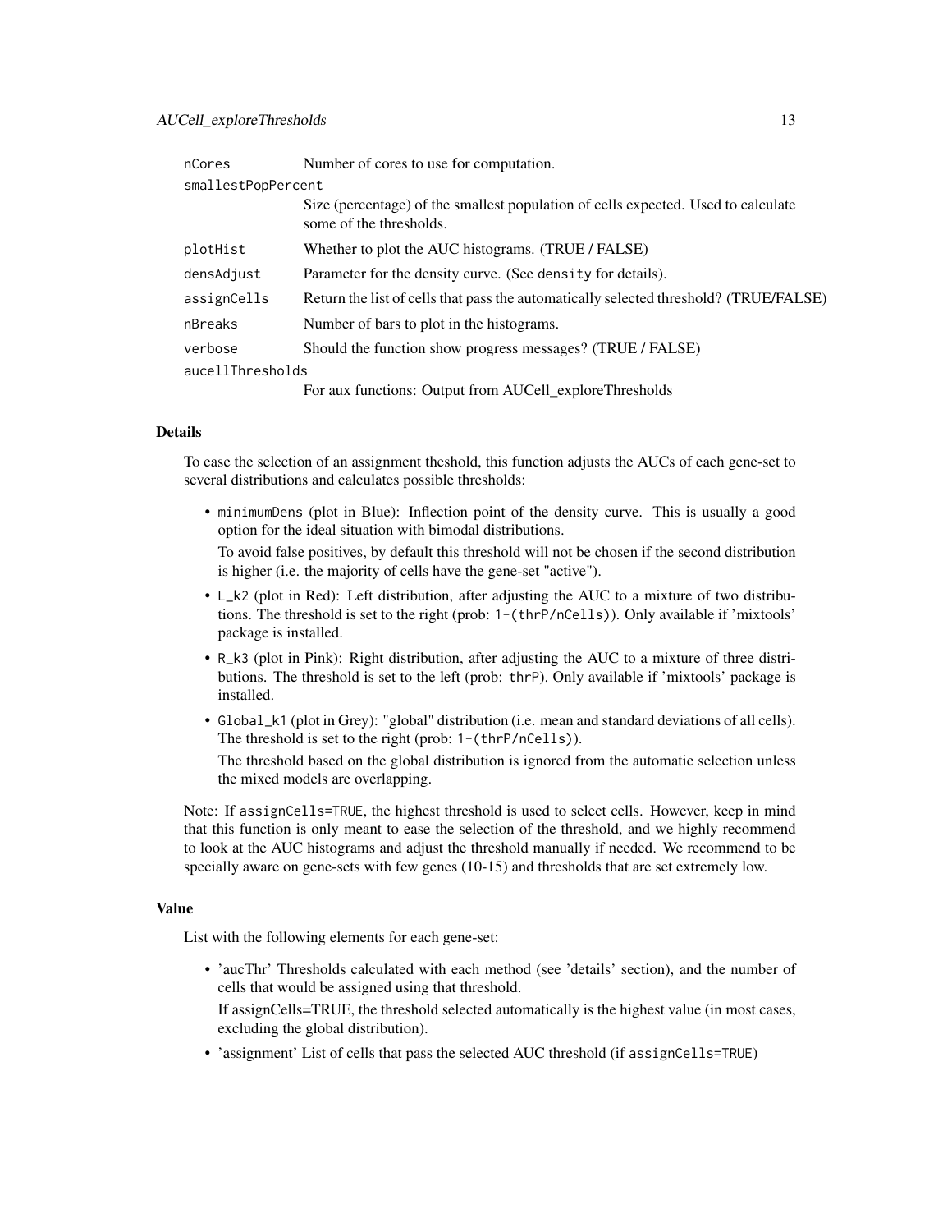| | |
|---|---|
| nCores | Number of cores to use for computation. |
| smallestPopPercent | Size (percentage) of the smallest population of cells expected. Used to calculate some of the thresholds. |
| plotHist | Whether to plot the AUC histograms. (TRUE / FALSE) |
| densAdjust | Parameter for the density curve. (See density for details). |
| assignCells | Return the list of cells that pass the automatically selected threshold? (TRUE/FALSE) |
| nBreaks | Number of bars to plot in the histograms. |
| verbose | Should the function show progress messages? (TRUE / FALSE) |
| aucellThresholds | For aux functions: Output from AUCell_exploreThresholds |

## Details

To ease the selection of an assignment theshold, this function adjusts the AUCs of each gene-set to several distributions and calculates possible thresholds:

- `minimumDens` (plot in Blue): Inflection point of the density curve. This is usually a good option for the ideal situation with bimodal distributions.

  To avoid false positives, by default this threshold will not be chosen if the second distribution is higher (i.e. the majority of cells have the gene-set "active").

- `L_k2` (plot in Red): Left distribution, after adjusting the AUC to a mixture of two distributions. The threshold is set to the right (prob: `1-(thrP/nCells)`). Only available if 'mixtools' package is installed.

- `R_k3` (plot in Pink): Right distribution, after adjusting the AUC to a mixture of three distributions. The threshold is set to the left (prob: `thrP`). Only available if 'mixtools' package is installed.

- `Global_k1` (plot in Grey): "global" distribution (i.e. mean and standard deviations of all cells). The threshold is set to the right (prob: `1-(thrP/nCells)`).

  The threshold based on the global distribution is ignored from the automatic selection unless the mixed models are overlapping.

Note: If `assignCells=TRUE`, the highest threshold is used to select cells. However, keep in mind that this function is only meant to ease the selection of the threshold, and we highly recommend to look at the AUC histograms and adjust the threshold manually if needed. We recommend to be specially aware on gene-sets with few genes (10-15) and thresholds that are set extremely low.

## Value

List with the following elements for each gene-set:

- 'aucThr' Thresholds calculated with each method (see 'details' section), and the number of cells that would be assigned using that threshold.

  If assignCells=TRUE, the threshold selected automatically is the highest value (in most cases, excluding the global distribution).

- 'assignment' List of cells that pass the selected AUC threshold (if `assignCells=TRUE`)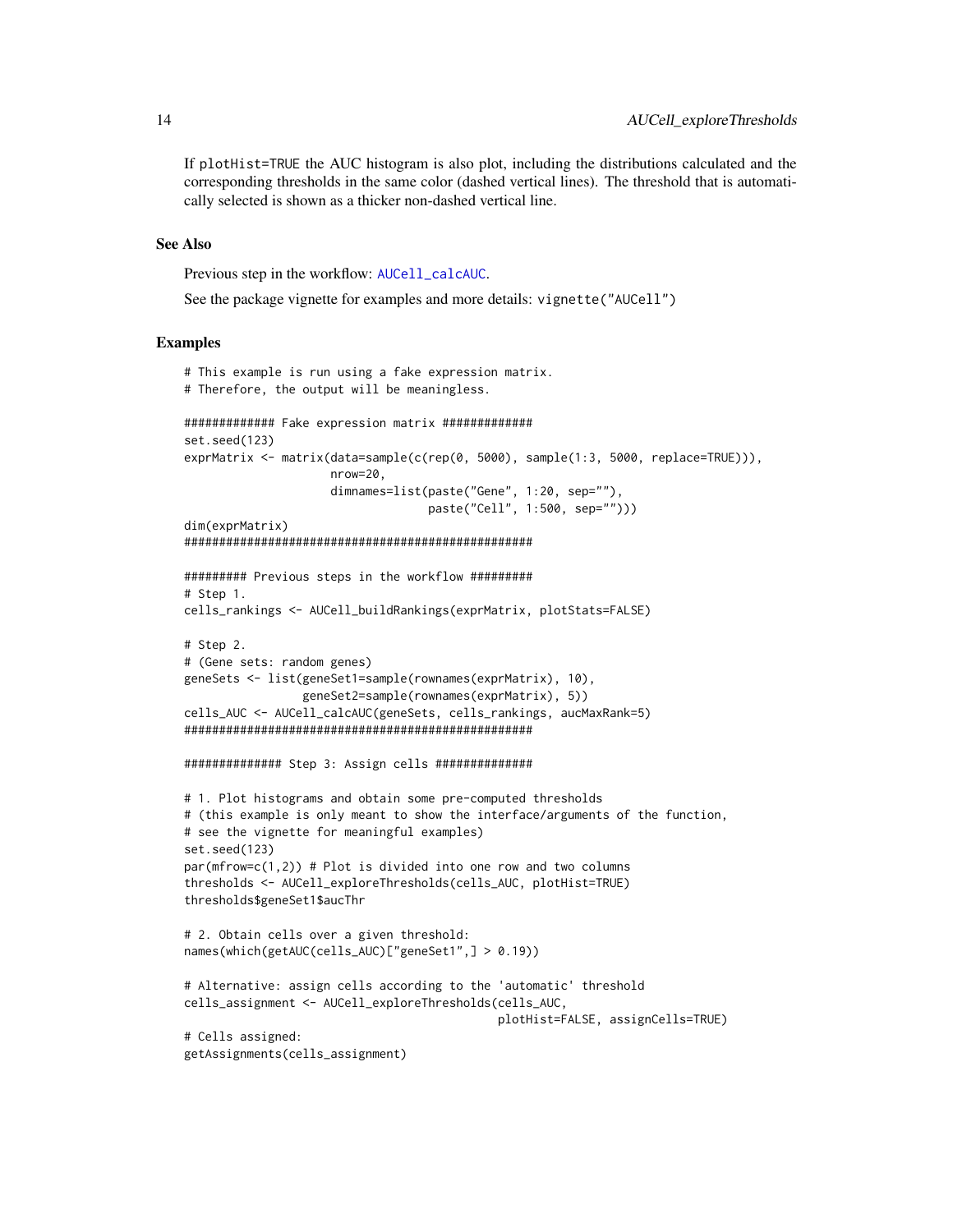If `plotHist=TRUE` the AUC histogram is also plot, including the distributions calculated and the corresponding thresholds in the same color (dashed vertical lines). The threshold that is automatically selected is shown as a thicker non-dashed vertical line.

## See Also

Previous step in the workflow: `AUCell_calcAUC`.

See the package vignette for examples and more details: `vignette("AUCell")`

## Examples

```
# This example is run using a fake expression matrix.
# Therefore, the output will be meaningless.

############# Fake expression matrix #############
set.seed(123)
exprMatrix <- matrix(data=sample(c(rep(0, 5000), sample(1:3, 5000, replace=TRUE))),
                     nrow=20,
                     dimnames=list(paste("Gene", 1:20, sep=""),
                                   paste("Cell", 1:500, sep="")))
dim(exprMatrix)
##################################################

######### Previous steps in the workflow #########
# Step 1.
cells_rankings <- AUCell_buildRankings(exprMatrix, plotStats=FALSE)

# Step 2.
# (Gene sets: random genes)
geneSets <- list(geneSet1=sample(rownames(exprMatrix), 10),
                 geneSet2=sample(rownames(exprMatrix), 5))
cells_AUC <- AUCell_calcAUC(geneSets, cells_rankings, aucMaxRank=5)
##################################################

############## Step 3: Assign cells ##############

# 1. Plot histograms and obtain some pre-computed thresholds
# (this example is only meant to show the interface/arguments of the function,
# see the vignette for meaningful examples)
set.seed(123)
par(mfrow=c(1,2)) # Plot is divided into one row and two columns
thresholds <- AUCell_exploreThresholds(cells_AUC, plotHist=TRUE)
thresholds$geneSet1$aucThr

# 2. Obtain cells over a given threshold:
names(which(getAUC(cells_AUC)["geneSet1",] > 0.19))

# Alternative: assign cells according to the 'automatic' threshold
cells_assignment <- AUCell_exploreThresholds(cells_AUC,
                                             plotHist=FALSE, assignCells=TRUE)
# Cells assigned:
getAssignments(cells_assignment)
```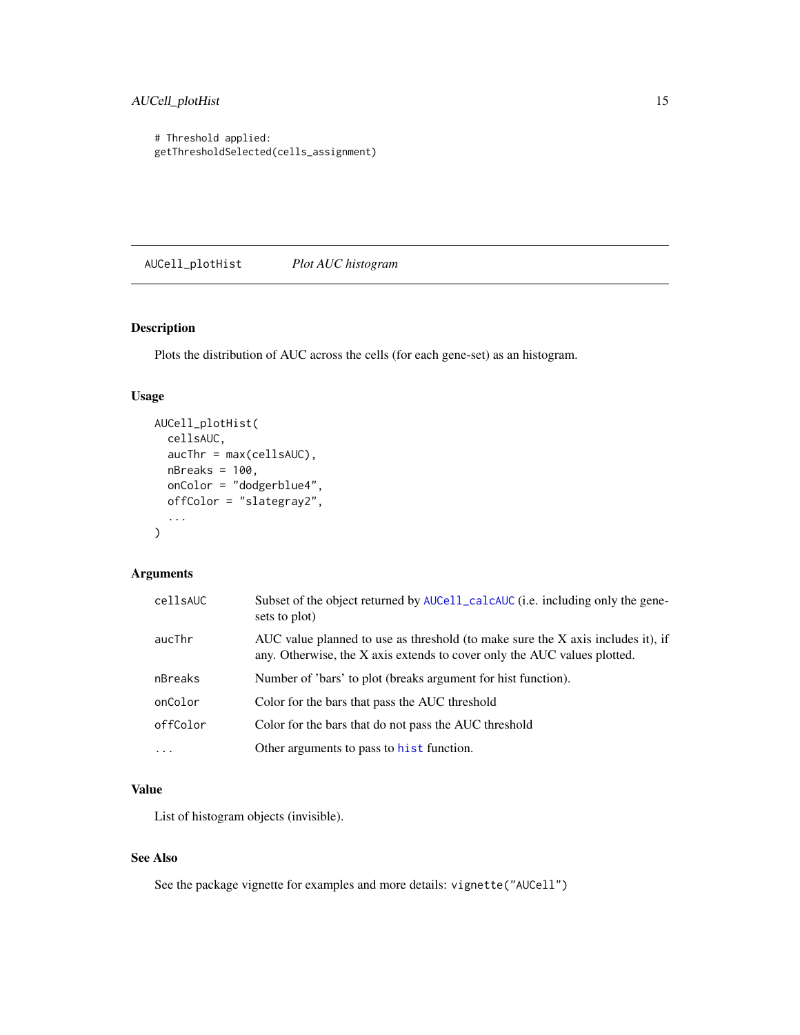```
# Threshold applied:
getThresholdSelected(cells_assignment)
```

## AUCell_plotHist — *Plot AUC histogram*

### Description

Plots the distribution of AUC across the cells (for each gene-set) as an histogram.

### Usage

```
AUCell_plotHist(
  cellsAUC,
  aucThr = max(cellsAUC),
  nBreaks = 100,
  onColor = "dodgerblue4",
  offColor = "slategray2",
  ...
)
```

### Arguments

| | |
|---|---|
| `cellsAUC` | Subset of the object returned by `AUCell_calcAUC` (i.e. including only the gene-sets to plot) |
| `aucThr` | AUC value planned to use as threshold (to make sure the X axis includes it), if any. Otherwise, the X axis extends to cover only the AUC values plotted. |
| `nBreaks` | Number of 'bars' to plot (breaks argument for hist function). |
| `onColor` | Color for the bars that pass the AUC threshold |
| `offColor` | Color for the bars that do not pass the AUC threshold |
| `...` | Other arguments to pass to `hist` function. |

### Value

List of histogram objects (invisible).

### See Also

See the package vignette for examples and more details: `vignette("AUCell")`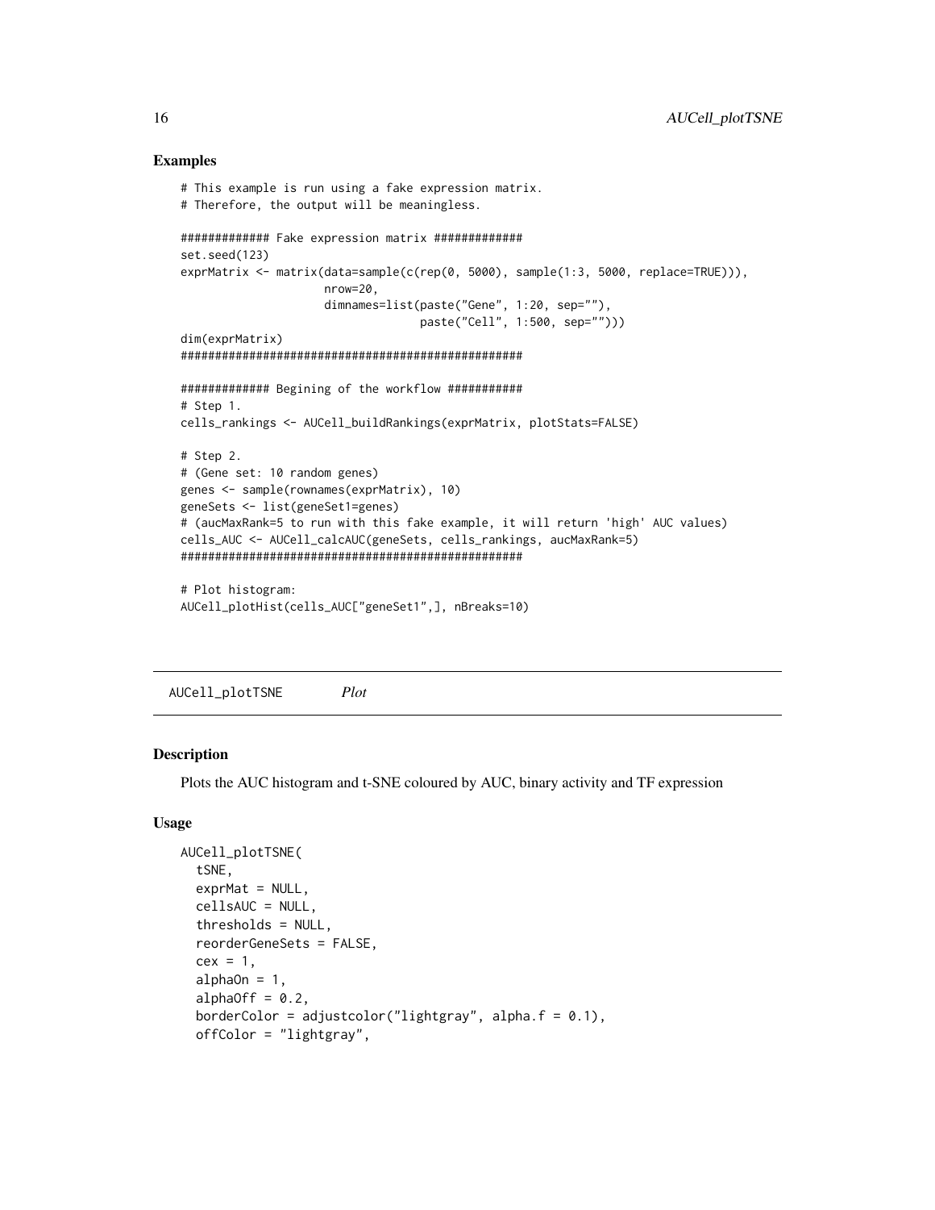## Examples

```
# This example is run using a fake expression matrix.
# Therefore, the output will be meaningless.

############# Fake expression matrix #############
set.seed(123)
exprMatrix <- matrix(data=sample(c(rep(0, 5000), sample(1:3, 5000, replace=TRUE))),
                     nrow=20,
                     dimnames=list(paste("Gene", 1:20, sep=""),
                                   paste("Cell", 1:500, sep="")))
dim(exprMatrix)
##################################################

############# Begining of the workflow ###########
# Step 1.
cells_rankings <- AUCell_buildRankings(exprMatrix, plotStats=FALSE)

# Step 2.
# (Gene set: 10 random genes)
genes <- sample(rownames(exprMatrix), 10)
geneSets <- list(geneSet1=genes)
# (aucMaxRank=5 to run with this fake example, it will return 'high' AUC values)
cells_AUC <- AUCell_calcAUC(geneSets, cells_rankings, aucMaxRank=5)
##################################################

# Plot histogram:
AUCell_plotHist(cells_AUC["geneSet1",], nBreaks=10)
```

---

# AUCell_plotTSNE *Plot*

---

## Description

Plots the AUC histogram and t-SNE coloured by AUC, binary activity and TF expression

## Usage

```
AUCell_plotTSNE(
  tSNE,
  exprMat = NULL,
  cellsAUC = NULL,
  thresholds = NULL,
  reorderGeneSets = FALSE,
  cex = 1,
  alphaOn = 1,
  alphaOff = 0.2,
  borderColor = adjustcolor("lightgray", alpha.f = 0.1),
  offColor = "lightgray",
```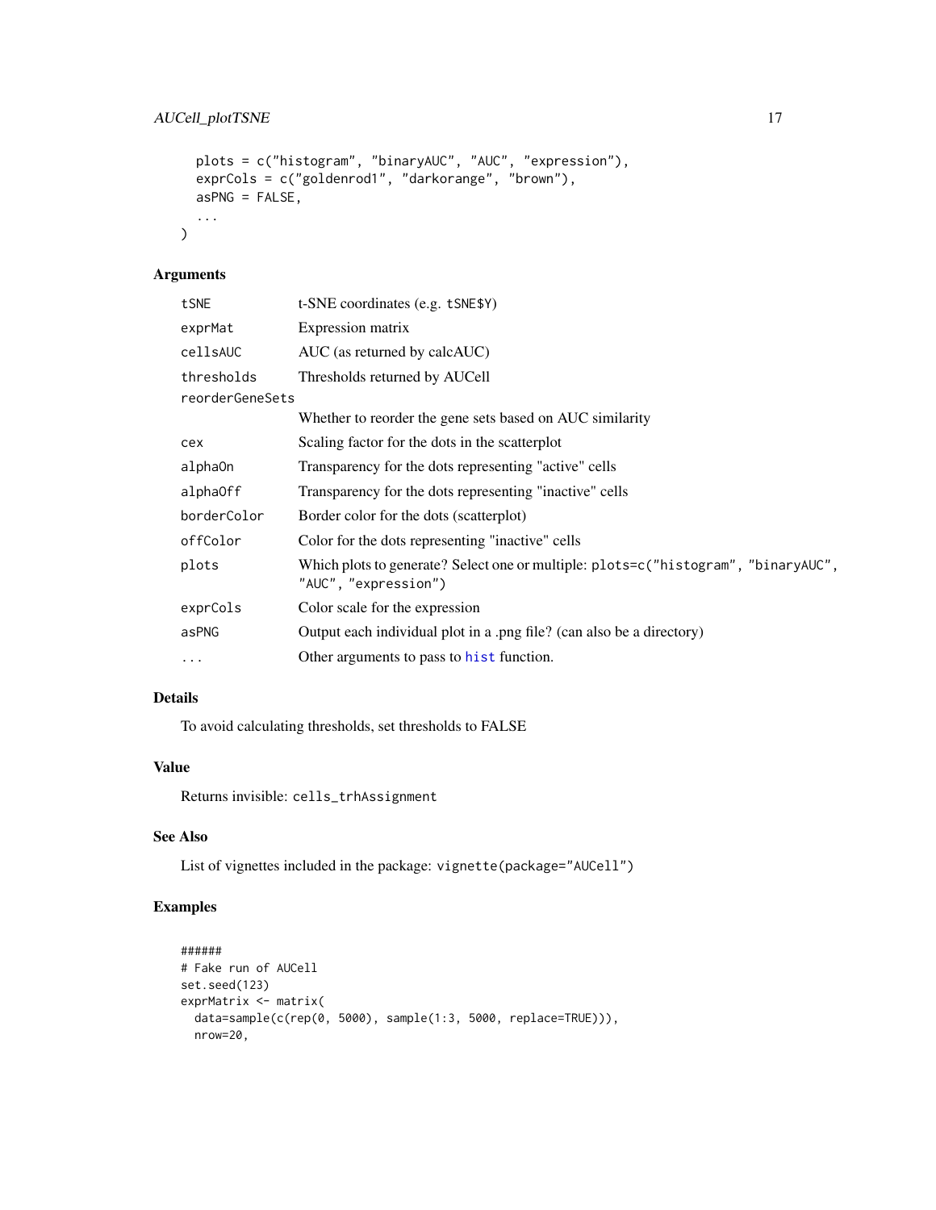```
  plots = c("histogram", "binaryAUC", "AUC", "expression"),
  exprCols = c("goldenrod1", "darkorange", "brown"),
  asPNG = FALSE,
  ...
)
```

## Arguments

| | |
|---|---|
| `tSNE` | t-SNE coordinates (e.g. `tSNE$Y`) |
| `exprMat` | Expression matrix |
| `cellsAUC` | AUC (as returned by calcAUC) |
| `thresholds` | Thresholds returned by AUCell |
| `reorderGeneSets` | Whether to reorder the gene sets based on AUC similarity |
| `cex` | Scaling factor for the dots in the scatterplot |
| `alphaOn` | Transparency for the dots representing "active" cells |
| `alphaOff` | Transparency for the dots representing "inactive" cells |
| `borderColor` | Border color for the dots (scatterplot) |
| `offColor` | Color for the dots representing "inactive" cells |
| `plots` | Which plots to generate? Select one or multiple: `plots=c("histogram", "binaryAUC", "AUC", "expression")` |
| `exprCols` | Color scale for the expression |
| `asPNG` | Output each individual plot in a .png file? (can also be a directory) |
| `...` | Other arguments to pass to `hist` function. |

## Details

To avoid calculating thresholds, set thresholds to FALSE

## Value

Returns invisible: `cells_trhAssignment`

## See Also

List of vignettes included in the package: `vignette(package="AUCell")`

## Examples

```
######
# Fake run of AUCell
set.seed(123)
exprMatrix <- matrix(
  data=sample(c(rep(0, 5000), sample(1:3, 5000, replace=TRUE))),
  nrow=20,
```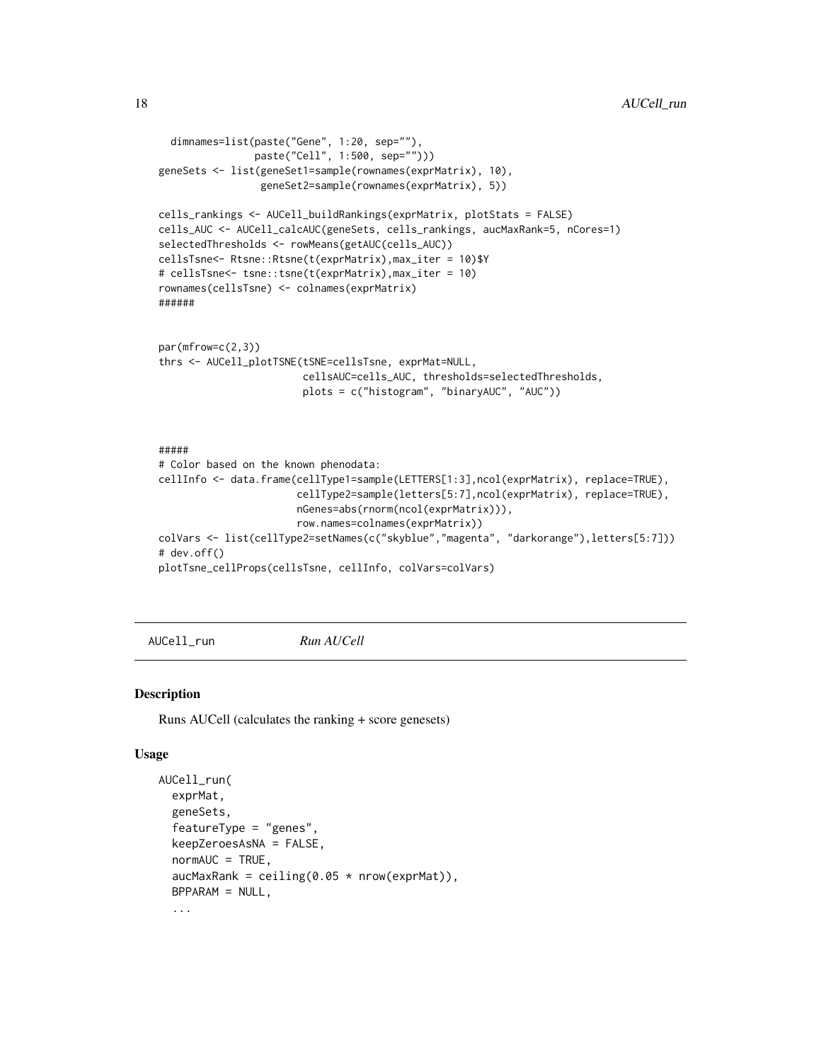```
  dimnames=list(paste("Gene", 1:20, sep=""),
                paste("Cell", 1:500, sep="")))
geneSets <- list(geneSet1=sample(rownames(exprMatrix), 10),
                 geneSet2=sample(rownames(exprMatrix), 5))

cells_rankings <- AUCell_buildRankings(exprMatrix, plotStats = FALSE)
cells_AUC <- AUCell_calcAUC(geneSets, cells_rankings, aucMaxRank=5, nCores=1)
selectedThresholds <- rowMeans(getAUC(cells_AUC))
cellsTsne<- Rtsne::Rtsne(t(exprMatrix),max_iter = 10)$Y
# cellsTsne<- tsne::tsne(t(exprMatrix),max_iter = 10)
rownames(cellsTsne) <- colnames(exprMatrix)
######


par(mfrow=c(2,3))
thrs <- AUCell_plotTSNE(tSNE=cellsTsne, exprMat=NULL,
                        cellsAUC=cells_AUC, thresholds=selectedThresholds,
                        plots = c("histogram", "binaryAUC", "AUC"))



#####
# Color based on the known phenodata:
cellInfo <- data.frame(cellType1=sample(LETTERS[1:3],ncol(exprMatrix), replace=TRUE),
                       cellType2=sample(letters[5:7],ncol(exprMatrix), replace=TRUE),
                       nGenes=abs(rnorm(ncol(exprMatrix))),
                       row.names=colnames(exprMatrix))
colVars <- list(cellType2=setNames(c("skyblue","magenta", "darkorange"),letters[5:7]))
# dev.off()
plotTsne_cellProps(cellsTsne, cellInfo, colVars=colVars)
```

---

## AUCell_run *Run AUCell*

### Description

Runs AUCell (calculates the ranking + score genesets)

### Usage

```
AUCell_run(
  exprMat,
  geneSets,
  featureType = "genes",
  keepZeroesAsNA = FALSE,
  normAUC = TRUE,
  aucMaxRank = ceiling(0.05 * nrow(exprMat)),
  BPPARAM = NULL,
  ...
```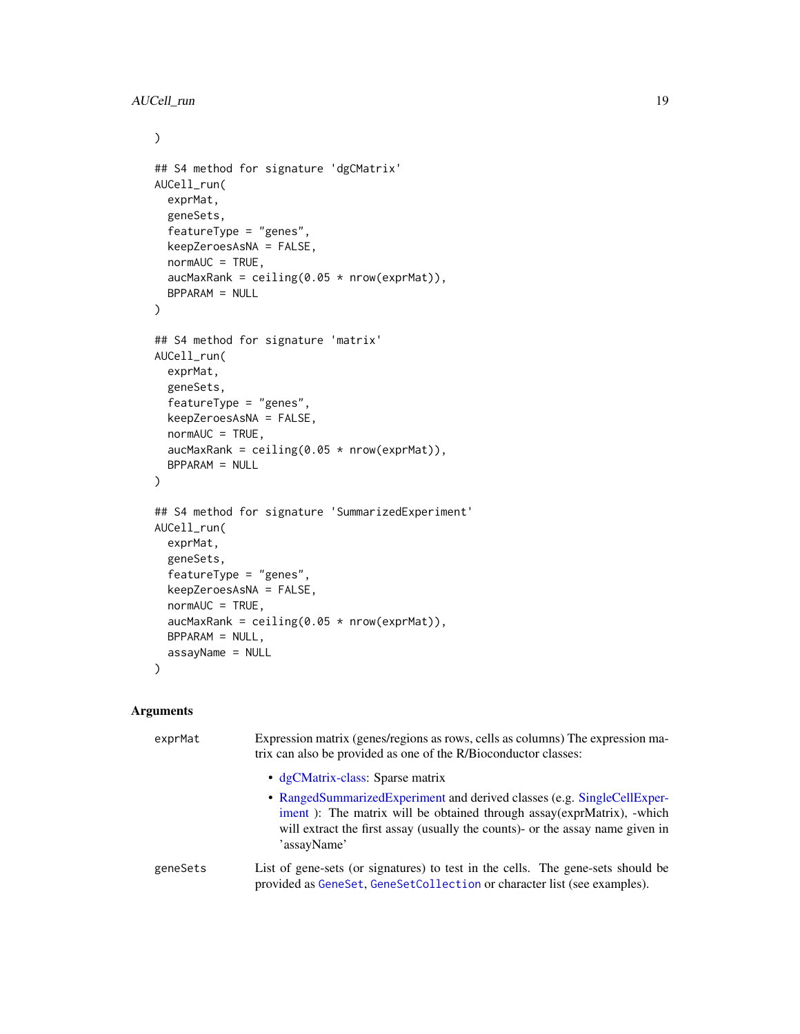```
)

## S4 method for signature 'dgCMatrix'
AUCell_run(
  exprMat,
  geneSets,
  featureType = "genes",
  keepZeroesAsNA = FALSE,
  normAUC = TRUE,
  aucMaxRank = ceiling(0.05 * nrow(exprMat)),
  BPPARAM = NULL
)

## S4 method for signature 'matrix'
AUCell_run(
  exprMat,
  geneSets,
  featureType = "genes",
  keepZeroesAsNA = FALSE,
  normAUC = TRUE,
  aucMaxRank = ceiling(0.05 * nrow(exprMat)),
  BPPARAM = NULL
)

## S4 method for signature 'SummarizedExperiment'
AUCell_run(
  exprMat,
  geneSets,
  featureType = "genes",
  keepZeroesAsNA = FALSE,
  normAUC = TRUE,
  aucMaxRank = ceiling(0.05 * nrow(exprMat)),
  BPPARAM = NULL,
  assayName = NULL
)
```

### Arguments

**exprMat** Expression matrix (genes/regions as rows, cells as columns) The expression matrix can also be provided as one of the R/Bioconductor classes:

- dgCMatrix-class: Sparse matrix
- RangedSummarizedExperiment and derived classes (e.g. SingleCellExperiment ): The matrix will be obtained through assay(exprMatrix), -which will extract the first assay (usually the counts)- or the assay name given in 'assayName'

**geneSets** List of gene-sets (or signatures) to test in the cells. The gene-sets should be provided as `GeneSet`, `GeneSetCollection` or character list (see examples).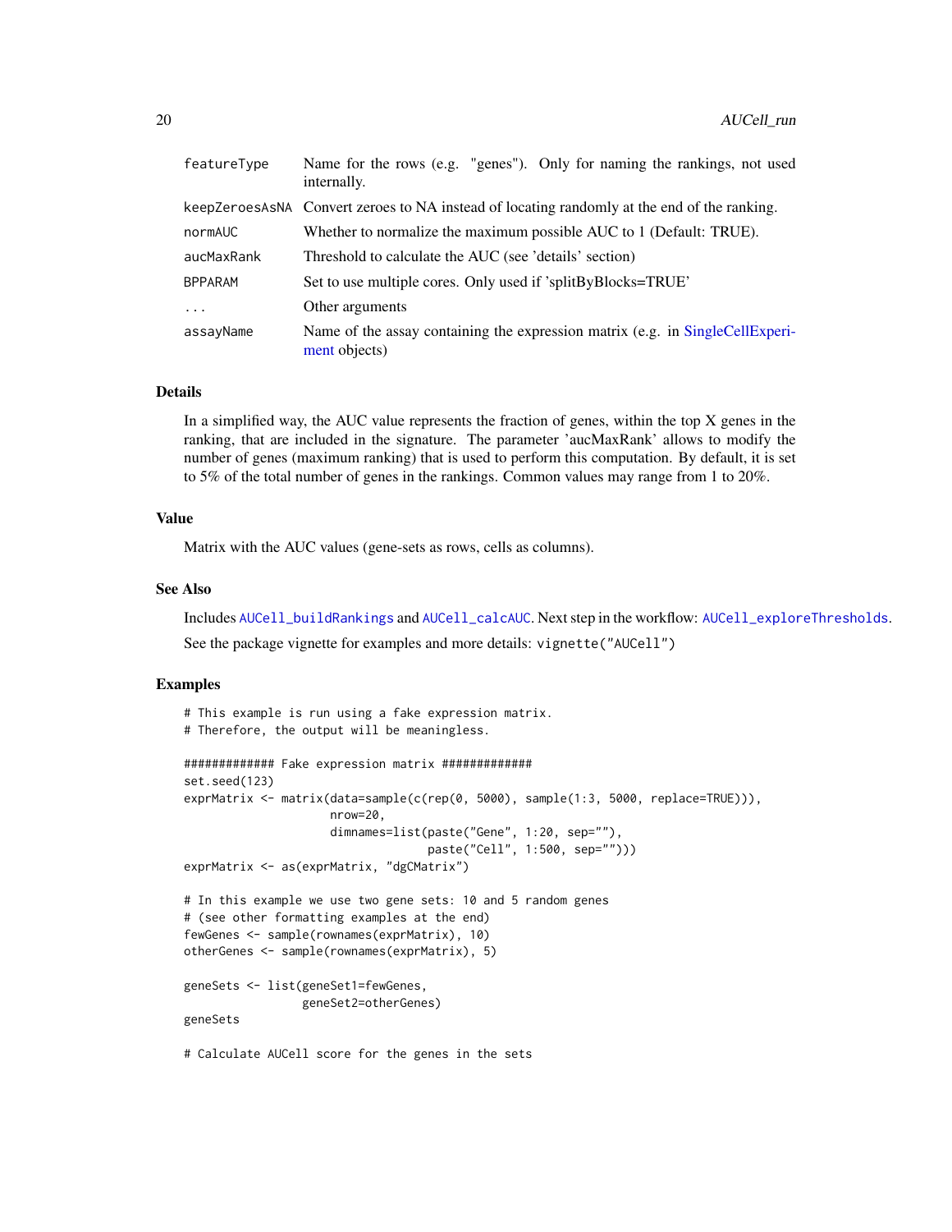| | |
|---|---|
| featureType | Name for the rows (e.g. "genes"). Only for naming the rankings, not used internally. |
| keepZeroesAsNA | Convert zeroes to NA instead of locating randomly at the end of the ranking. |
| normAUC | Whether to normalize the maximum possible AUC to 1 (Default: TRUE). |
| aucMaxRank | Threshold to calculate the AUC (see 'details' section) |
| BPPARAM | Set to use multiple cores. Only used if 'splitByBlocks=TRUE' |
| ... | Other arguments |
| assayName | Name of the assay containing the expression matrix (e.g. in SingleCellExperiment objects) |

## Details

In a simplified way, the AUC value represents the fraction of genes, within the top X genes in the ranking, that are included in the signature. The parameter 'aucMaxRank' allows to modify the number of genes (maximum ranking) that is used to perform this computation. By default, it is set to 5% of the total number of genes in the rankings. Common values may range from 1 to 20%.

## Value

Matrix with the AUC values (gene-sets as rows, cells as columns).

## See Also

Includes AUCell_buildRankings and AUCell_calcAUC. Next step in the workflow: AUCell_exploreThresholds.

See the package vignette for examples and more details: vignette("AUCell")

## Examples

```
# This example is run using a fake expression matrix.
# Therefore, the output will be meaningless.

############# Fake expression matrix #############
set.seed(123)
exprMatrix <- matrix(data=sample(c(rep(0, 5000), sample(1:3, 5000, replace=TRUE))),
                     nrow=20,
                     dimnames=list(paste("Gene", 1:20, sep=""),
                                   paste("Cell", 1:500, sep="")))
exprMatrix <- as(exprMatrix, "dgCMatrix")

# In this example we use two gene sets: 10 and 5 random genes
# (see other formatting examples at the end)
fewGenes <- sample(rownames(exprMatrix), 10)
otherGenes <- sample(rownames(exprMatrix), 5)

geneSets <- list(geneSet1=fewGenes,
                 geneSet2=otherGenes)
geneSets

# Calculate AUCell score for the genes in the sets
```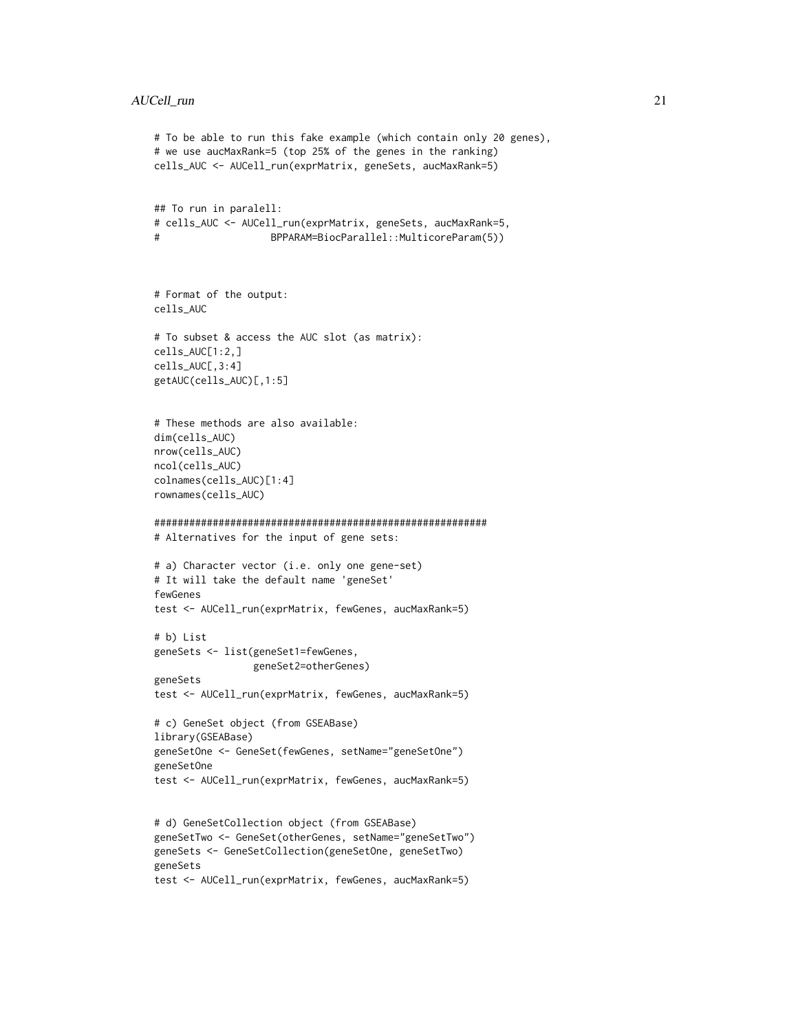```
# To be able to run this fake example (which contain only 20 genes),
# we use aucMaxRank=5 (top 25% of the genes in the ranking)
cells_AUC <- AUCell_run(exprMatrix, geneSets, aucMaxRank=5)


## To run in paralell:
# cells_AUC <- AUCell_run(exprMatrix, geneSets, aucMaxRank=5,
#                   BPPARAM=BiocParallel::MulticoreParam(5))



# Format of the output:
cells_AUC

# To subset & access the AUC slot (as matrix):
cells_AUC[1:2,]
cells_AUC[,3:4]
getAUC(cells_AUC)[,1:5]


# These methods are also available:
dim(cells_AUC)
nrow(cells_AUC)
ncol(cells_AUC)
colnames(cells_AUC)[1:4]
rownames(cells_AUC)

#########################################################
# Alternatives for the input of gene sets:

# a) Character vector (i.e. only one gene-set)
# It will take the default name 'geneSet'
fewGenes
test <- AUCell_run(exprMatrix, fewGenes, aucMaxRank=5)

# b) List
geneSets <- list(geneSet1=fewGenes,
                 geneSet2=otherGenes)
geneSets
test <- AUCell_run(exprMatrix, fewGenes, aucMaxRank=5)

# c) GeneSet object (from GSEABase)
library(GSEABase)
geneSetOne <- GeneSet(fewGenes, setName="geneSetOne")
geneSetOne
test <- AUCell_run(exprMatrix, fewGenes, aucMaxRank=5)


# d) GeneSetCollection object (from GSEABase)
geneSetTwo <- GeneSet(otherGenes, setName="geneSetTwo")
geneSets <- GeneSetCollection(geneSetOne, geneSetTwo)
geneSets
test <- AUCell_run(exprMatrix, fewGenes, aucMaxRank=5)
```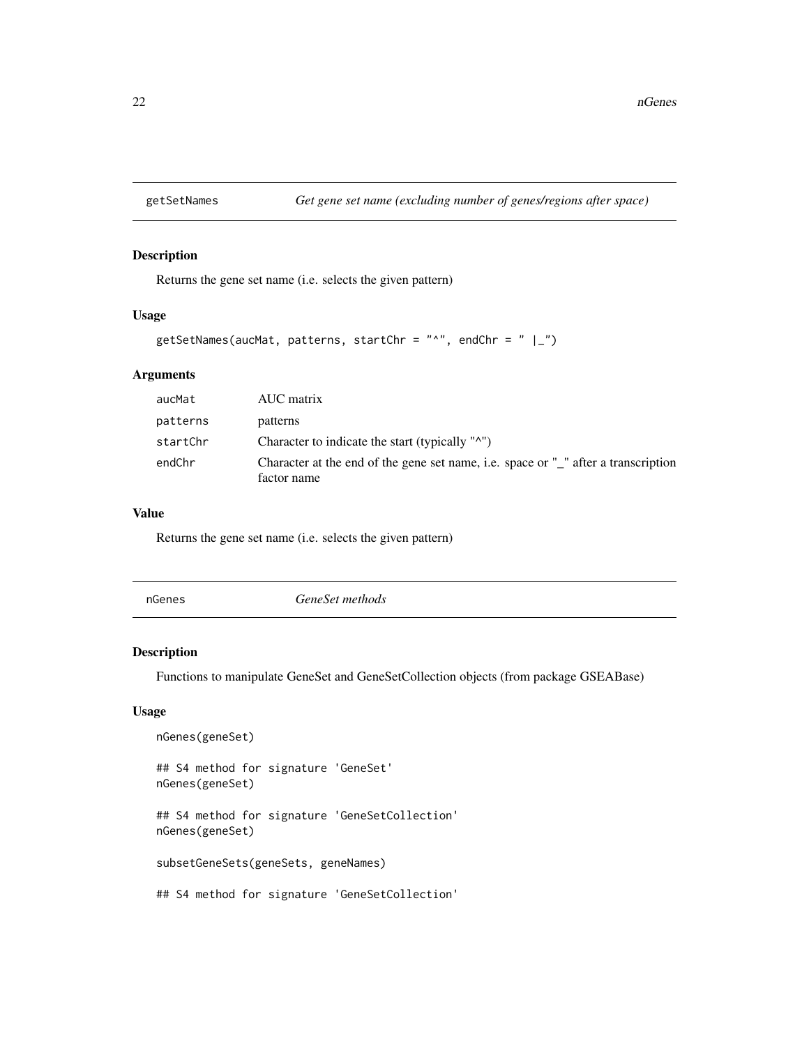## getSetNames — *Get gene set name (excluding number of genes/regions after space)*

### Description

Returns the gene set name (i.e. selects the given pattern)

### Usage

```
getSetNames(aucMat, patterns, startChr = "^", endChr = " |_")
```

### Arguments

| | |
|---|---|
| aucMat | AUC matrix |
| patterns | patterns |
| startChr | Character to indicate the start (typically "^") |
| endChr | Character at the end of the gene set name, i.e. space or "_" after a transcription factor name |

### Value

Returns the gene set name (i.e. selects the given pattern)

## nGenes — *GeneSet methods*

### Description

Functions to manipulate GeneSet and GeneSetCollection objects (from package GSEABase)

### Usage

```
nGenes(geneSet)

## S4 method for signature 'GeneSet'
nGenes(geneSet)

## S4 method for signature 'GeneSetCollection'
nGenes(geneSet)

subsetGeneSets(geneSets, geneNames)

## S4 method for signature 'GeneSetCollection'
```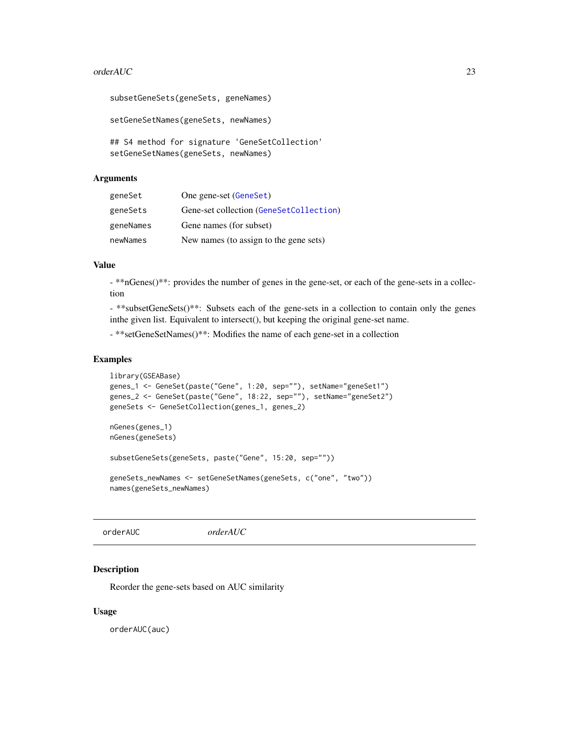```
subsetGeneSets(geneSets, geneNames)

setGeneSetNames(geneSets, newNames)

## S4 method for signature 'GeneSetCollection'
setGeneSetNames(geneSets, newNames)
```

### Arguments

| | |
|---|---|
| geneSet | One gene-set (GeneSet) |
| geneSets | Gene-set collection (GeneSetCollection) |
| geneNames | Gene names (for subset) |
| newNames | New names (to assign to the gene sets) |

### Value

- **nGenes()**: provides the number of genes in the gene-set, or each of the gene-sets in a collection

- **subsetGeneSets()**: Subsets each of the gene-sets in a collection to contain only the genes inthe given list. Equivalent to intersect(), but keeping the original gene-set name.

- **setGeneSetNames()**: Modifies the name of each gene-set in a collection

### Examples

```
library(GSEABase)
genes_1 <- GeneSet(paste("Gene", 1:20, sep=""), setName="geneSet1")
genes_2 <- GeneSet(paste("Gene", 18:22, sep=""), setName="geneSet2")
geneSets <- GeneSetCollection(genes_1, genes_2)

nGenes(genes_1)
nGenes(geneSets)

subsetGeneSets(geneSets, paste("Gene", 15:20, sep=""))

geneSets_newNames <- setGeneSetNames(geneSets, c("one", "two"))
names(geneSets_newNames)
```

---

## orderAUC *orderAUC*

### Description

Reorder the gene-sets based on AUC similarity

### Usage

```
orderAUC(auc)
```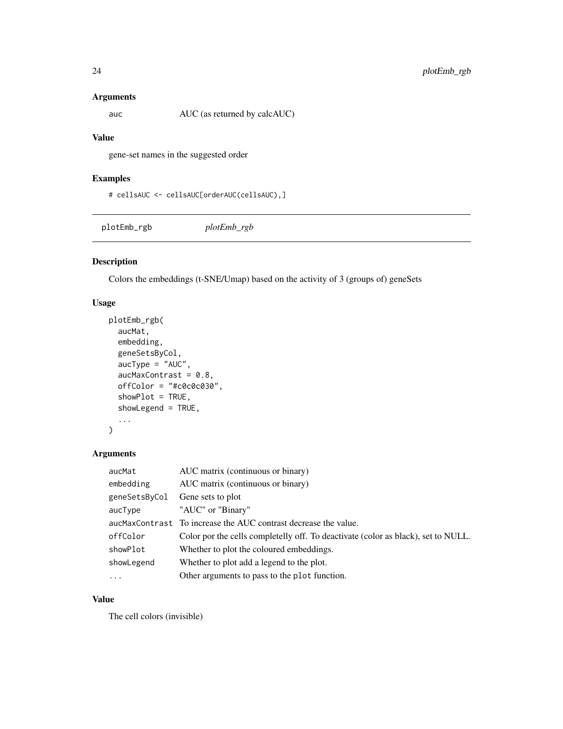### Arguments

| | |
|---|---|
| auc | AUC (as returned by calcAUC) |

### Value

gene-set names in the suggested order

### Examples

```
# cellsAUC <- cellsAUC[orderAUC(cellsAUC),]
```

---

## plotEmb_rgb    *plotEmb_rgb*

### Description

Colors the embeddings (t-SNE/Umap) based on the activity of 3 (groups of) geneSets

### Usage

```
plotEmb_rgb(
  aucMat,
  embedding,
  geneSetsByCol,
  aucType = "AUC",
  aucMaxContrast = 0.8,
  offColor = "#c0c0c030",
  showPlot = TRUE,
  showLegend = TRUE,
  ...
)
```

### Arguments

| | |
|---|---|
| aucMat | AUC matrix (continuous or binary) |
| embedding | AUC matrix (continuous or binary) |
| geneSetsByCol | Gene sets to plot |
| aucType | "AUC" or "Binary" |
| aucMaxContrast | To increase the AUC contrast decrease the value. |
| offColor | Color por the cells completelly off. To deactivate (color as black), set to NULL. |
| showPlot | Whether to plot the coloured embeddings. |
| showLegend | Whether to plot add a legend to the plot. |
| ... | Other arguments to pass to the `plot` function. |

### Value

The cell colors (invisible)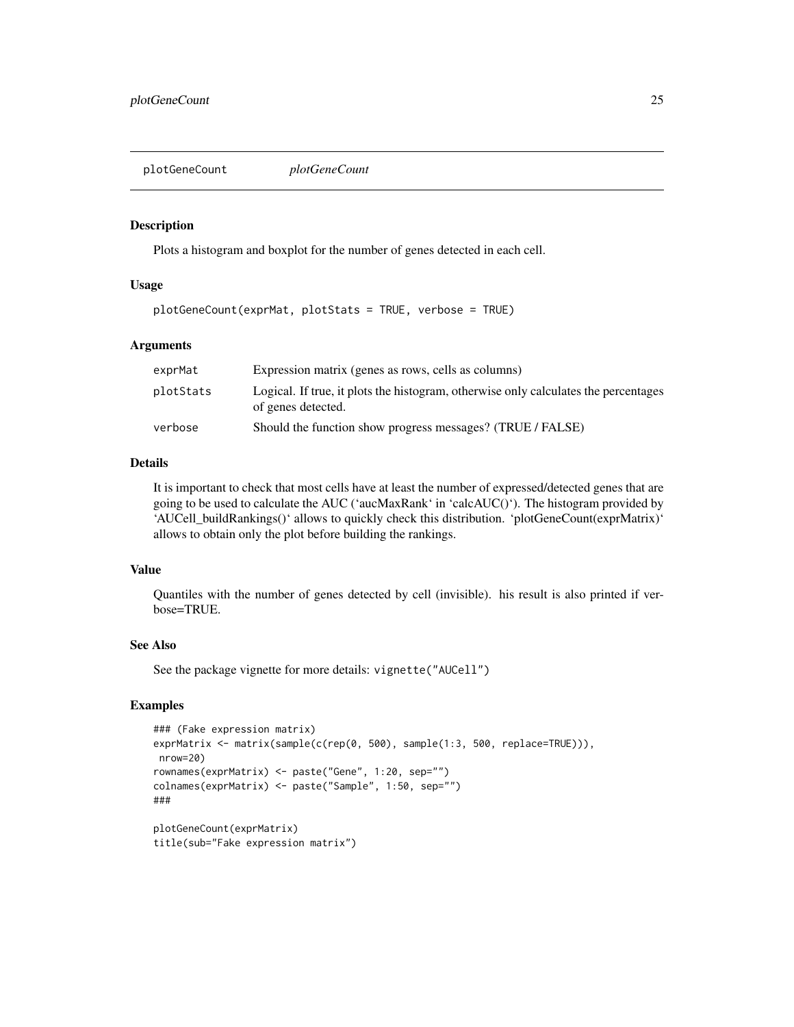## plotGeneCount *plotGeneCount*

### Description

Plots a histogram and boxplot for the number of genes detected in each cell.

### Usage

```
plotGeneCount(exprMat, plotStats = TRUE, verbose = TRUE)
```

### Arguments

| | |
|---|---|
| exprMat | Expression matrix (genes as rows, cells as columns) |
| plotStats | Logical. If true, it plots the histogram, otherwise only calculates the percentages of genes detected. |
| verbose | Should the function show progress messages? (TRUE / FALSE) |

### Details

It is important to check that most cells have at least the number of expressed/detected genes that are going to be used to calculate the AUC ('aucMaxRank' in 'calcAUC()'). The histogram provided by 'AUCell_buildRankings()' allows to quickly check this distribution. 'plotGeneCount(exprMatrix)' allows to obtain only the plot before building the rankings.

### Value

Quantiles with the number of genes detected by cell (invisible). his result is also printed if verbose=TRUE.

### See Also

See the package vignette for more details: `vignette("AUCell")`

### Examples

```
### (Fake expression matrix)
exprMatrix <- matrix(sample(c(rep(0, 500), sample(1:3, 500, replace=TRUE))),
 nrow=20)
rownames(exprMatrix) <- paste("Gene", 1:20, sep="")
colnames(exprMatrix) <- paste("Sample", 1:50, sep="")
###

plotGeneCount(exprMatrix)
title(sub="Fake expression matrix")
```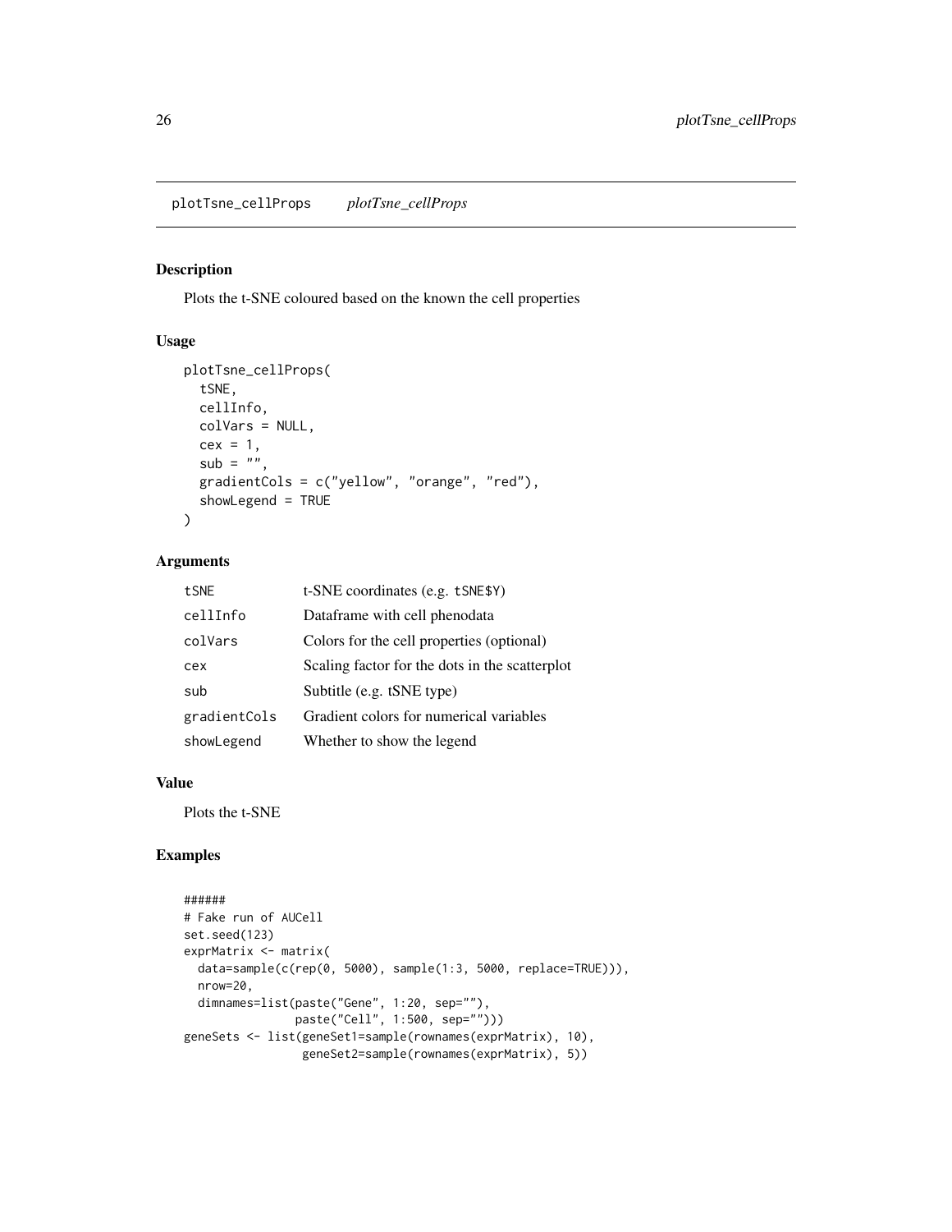# plotTsne_cellProps *plotTsne_cellProps*

## Description

Plots the t-SNE coloured based on the known the cell properties

## Usage

```
plotTsne_cellProps(
  tSNE,
  cellInfo,
  colVars = NULL,
  cex = 1,
  sub = "",
  gradientCols = c("yellow", "orange", "red"),
  showLegend = TRUE
)
```

## Arguments

| | |
|---|---|
| tSNE | t-SNE coordinates (e.g. tSNE$Y) |
| cellInfo | Dataframe with cell phenodata |
| colVars | Colors for the cell properties (optional) |
| cex | Scaling factor for the dots in the scatterplot |
| sub | Subtitle (e.g. tSNE type) |
| gradientCols | Gradient colors for numerical variables |
| showLegend | Whether to show the legend |

## Value

Plots the t-SNE

## Examples

```
######
# Fake run of AUCell
set.seed(123)
exprMatrix <- matrix(
  data=sample(c(rep(0, 5000), sample(1:3, 5000, replace=TRUE))),
  nrow=20,
  dimnames=list(paste("Gene", 1:20, sep=""),
                paste("Cell", 1:500, sep="")))
geneSets <- list(geneSet1=sample(rownames(exprMatrix), 10),
                 geneSet2=sample(rownames(exprMatrix), 5))
```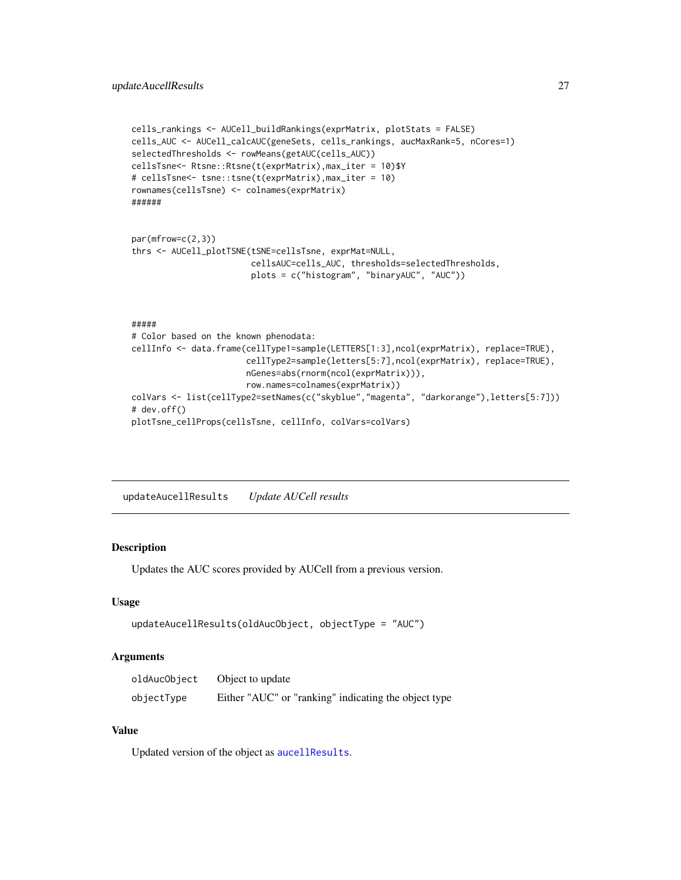```
cells_rankings <- AUCell_buildRankings(exprMatrix, plotStats = FALSE)
cells_AUC <- AUCell_calcAUC(geneSets, cells_rankings, aucMaxRank=5, nCores=1)
selectedThresholds <- rowMeans(getAUC(cells_AUC))
cellsTsne<- Rtsne::Rtsne(t(exprMatrix),max_iter = 10)$Y
# cellsTsne<- tsne::tsne(t(exprMatrix),max_iter = 10)
rownames(cellsTsne) <- colnames(exprMatrix)
######


par(mfrow=c(2,3))
thrs <- AUCell_plotTSNE(tSNE=cellsTsne, exprMat=NULL,
                        cellsAUC=cells_AUC, thresholds=selectedThresholds,
                        plots = c("histogram", "binaryAUC", "AUC"))



#####
# Color based on the known phenodata:
cellInfo <- data.frame(cellType1=sample(LETTERS[1:3],ncol(exprMatrix), replace=TRUE),
                       cellType2=sample(letters[5:7],ncol(exprMatrix), replace=TRUE),
                       nGenes=abs(rnorm(ncol(exprMatrix))),
                       row.names=colnames(exprMatrix))
colVars <- list(cellType2=setNames(c("skyblue","magenta", "darkorange"),letters[5:7]))
# dev.off()
plotTsne_cellProps(cellsTsne, cellInfo, colVars=colVars)
```

## updateAucellResults    *Update AUCell results*

### Description

Updates the AUC scores provided by AUCell from a previous version.

### Usage

```
updateAucellResults(oldAucObject, objectType = "AUC")
```

### Arguments

| | |
|---|---|
| `oldAucObject` | Object to update |
| `objectType` | Either "AUC" or "ranking" indicating the object type |

### Value

Updated version of the object as `aucellResults`.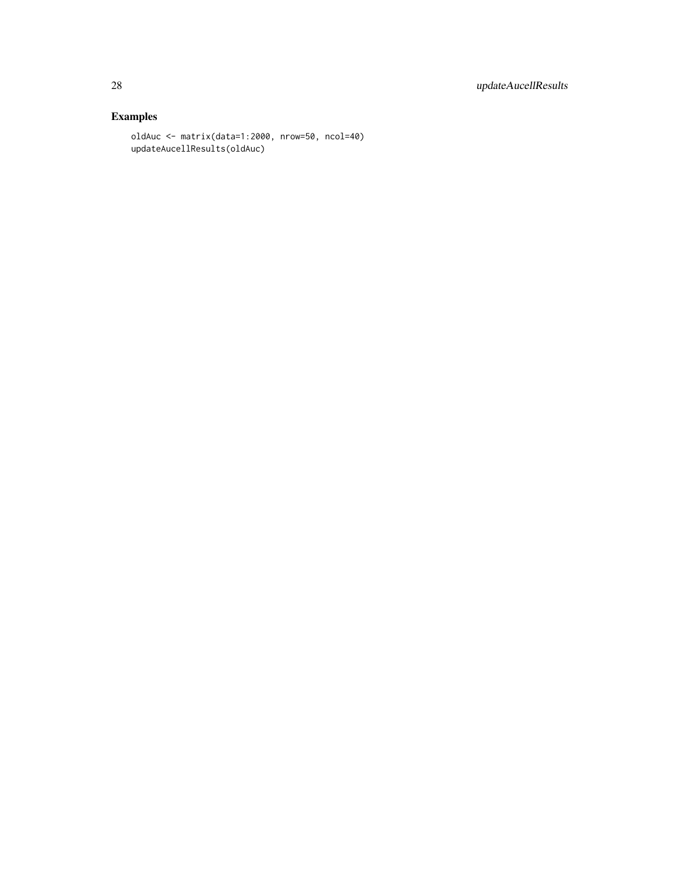## Examples

```
oldAuc <- matrix(data=1:2000, nrow=50, ncol=40)
updateAucellResults(oldAuc)
```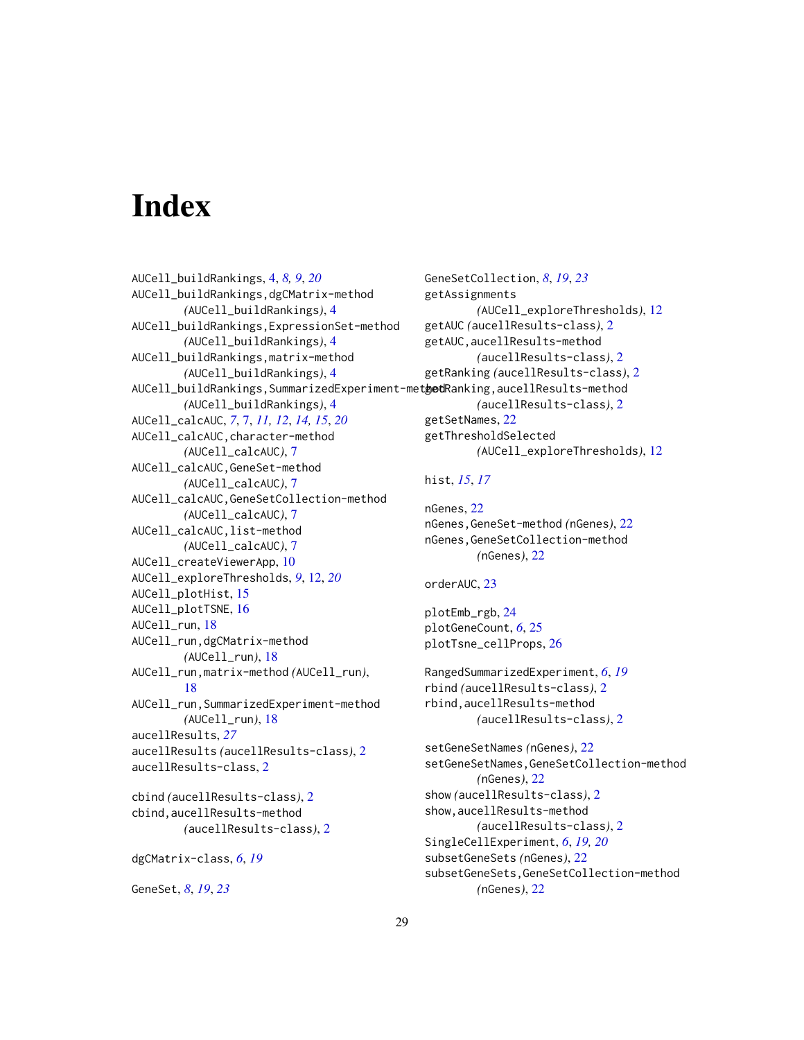# Index

AUCell_buildRankings, 4, *8*, *9*, *20*
AUCell_buildRankings,dgCMatrix-method *(AUCell_buildRankings)*, 4
AUCell_buildRankings,ExpressionSet-method *(AUCell_buildRankings)*, 4
AUCell_buildRankings,matrix-method *(AUCell_buildRankings)*, 4
AUCell_buildRankings,SummarizedExperiment-method *(AUCell_buildRankings)*, 4
AUCell_calcAUC, *7*, 7, *11*, *12*, *14*, *15*, *20*
AUCell_calcAUC,character-method *(AUCell_calcAUC)*, 7
AUCell_calcAUC,GeneSet-method *(AUCell_calcAUC)*, 7
AUCell_calcAUC,GeneSetCollection-method *(AUCell_calcAUC)*, 7
AUCell_calcAUC,list-method *(AUCell_calcAUC)*, 7
AUCell_createViewerApp, 10
AUCell_exploreThresholds, *9*, 12, *20*
AUCell_plotHist, 15
AUCell_plotTSNE, 16
AUCell_run, 18
AUCell_run,dgCMatrix-method *(AUCell_run)*, 18
AUCell_run,matrix-method *(AUCell_run)*, 18
AUCell_run,SummarizedExperiment-method *(AUCell_run)*, 18
aucellResults, *27*
aucellResults *(aucellResults-class)*, 2
aucellResults-class, 2

cbind *(aucellResults-class)*, 2
cbind,aucellResults-method *(aucellResults-class)*, 2

dgCMatrix-class, *6*, *19*

GeneSet, *8*, *19*, *23*
GeneSetCollection, *8*, *19*, *23*
getAssignments *(AUCell_exploreThresholds)*, 12
getAUC *(aucellResults-class)*, 2
getAUC,aucellResults-method *(aucellResults-class)*, 2
getRanking *(aucellResults-class)*, 2
getRanking,aucellResults-method *(aucellResults-class)*, 2
getSetNames, 22
getThresholdSelected *(AUCell_exploreThresholds)*, 12

hist, *15*, *17*

nGenes, 22
nGenes,GeneSet-method *(nGenes)*, 22
nGenes,GeneSetCollection-method *(nGenes)*, 22

orderAUC, 23

plotEmb_rgb, 24
plotGeneCount, *6*, 25
plotTsne_cellProps, 26

RangedSummarizedExperiment, *6*, *19*
rbind *(aucellResults-class)*, 2
rbind,aucellResults-method *(aucellResults-class)*, 2

setGeneSetNames *(nGenes)*, 22
setGeneSetNames,GeneSetCollection-method *(nGenes)*, 22
show *(aucellResults-class)*, 2
show,aucellResults-method *(aucellResults-class)*, 2
SingleCellExperiment, *6*, *19*, *20*
subsetGeneSets *(nGenes)*, 22
subsetGeneSets,GeneSetCollection-method *(nGenes)*, 22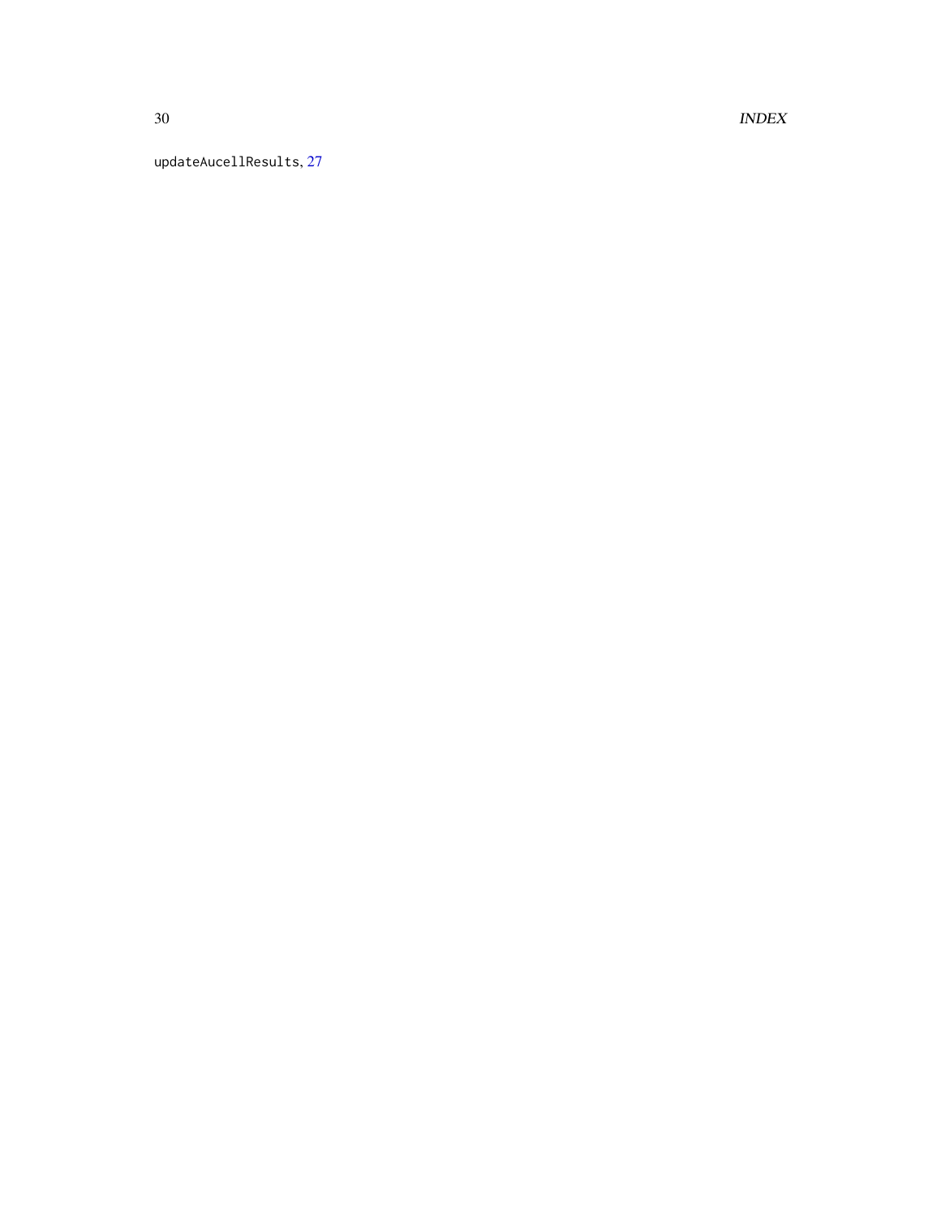updateAucellResults, 27